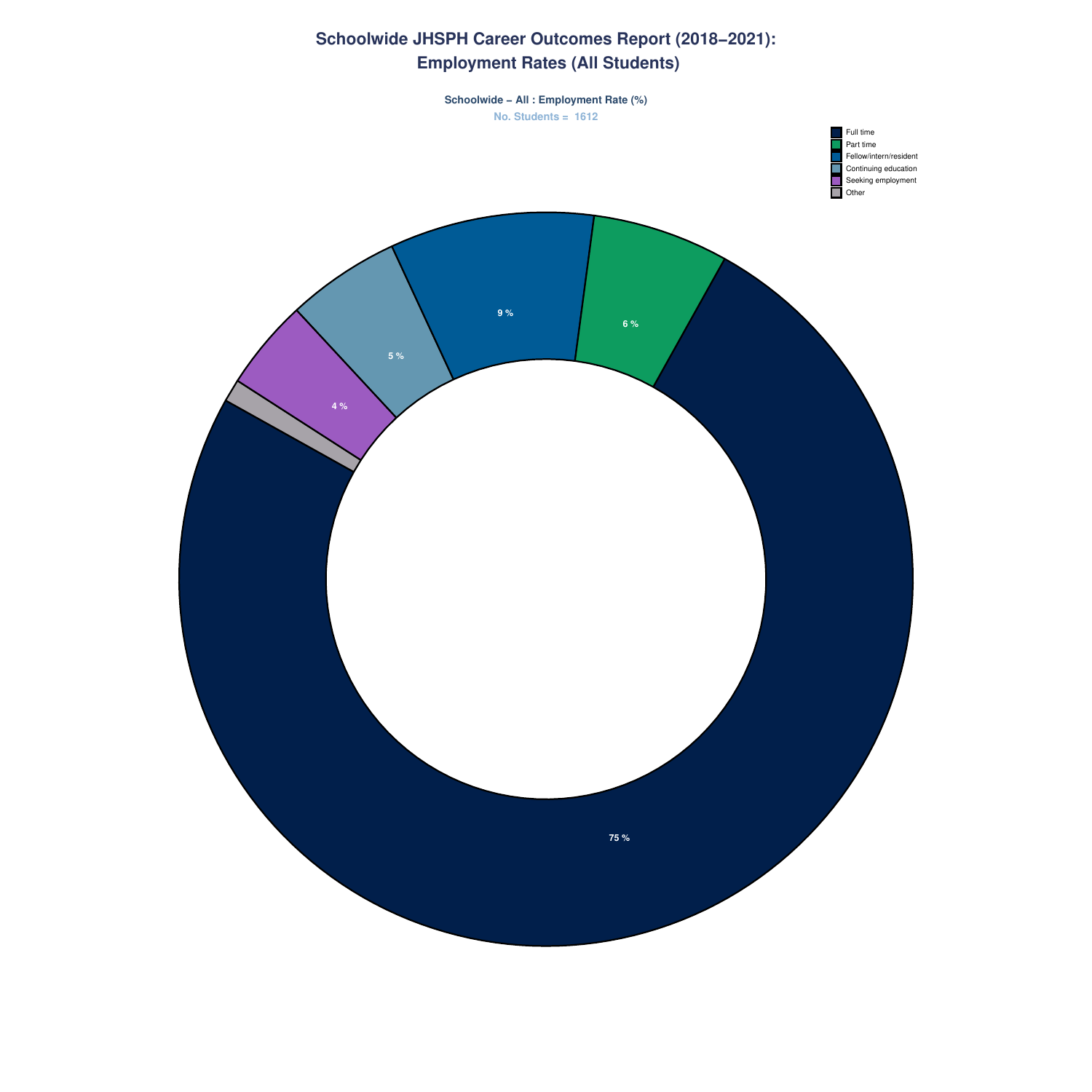# Schoolwide JHSPH Career Outcomes Report (2018–2021): Employment Rates (All Students)

**Schoolwide – All : Employment Rate (%)**

No. Students = 1612

| Category | Percentage |
|---|---|
| Full time | 75 % |
| Part time | 6 % |
| Fellow/intern/resident | 9 % |
| Continuing education | 5 % |
| Seeking employment | 4 % |
| Other | |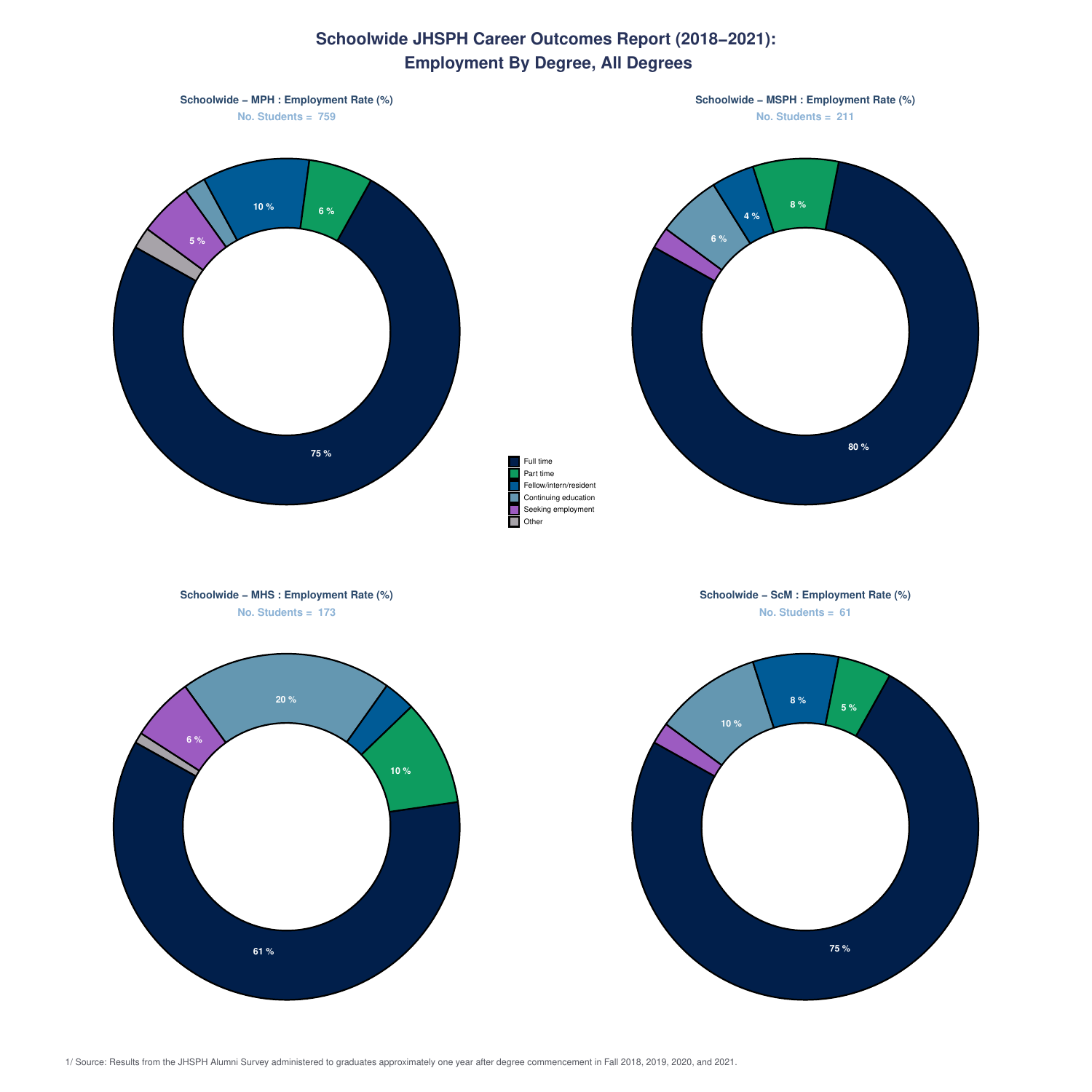# Schoolwide JHSPH Career Outcomes Report (2018–2021): Employment By Degree, All Degrees

**Schoolwide – MPH : Employment Rate (%)**

No. Students = 759

75 %
6 %
10 %
5 %

**Schoolwide – MSPH : Employment Rate (%)**

No. Students = 211

80 %
8 %
4 %
6 %

- Full time
- Part time
- Fellow/intern/resident
- Continuing education
- Seeking employment
- Other

**Schoolwide – MHS : Employment Rate (%)**

No. Students = 173

61 %
10 %
20 %
6 %

**Schoolwide – ScM : Employment Rate (%)**

No. Students = 61

75 %
5 %
8 %
10 %

1/ Source: Results from the JHSPH Alumni Survey administered to graduates approximately one year after degree commencement in Fall 2018, 2019, 2020, and 2021.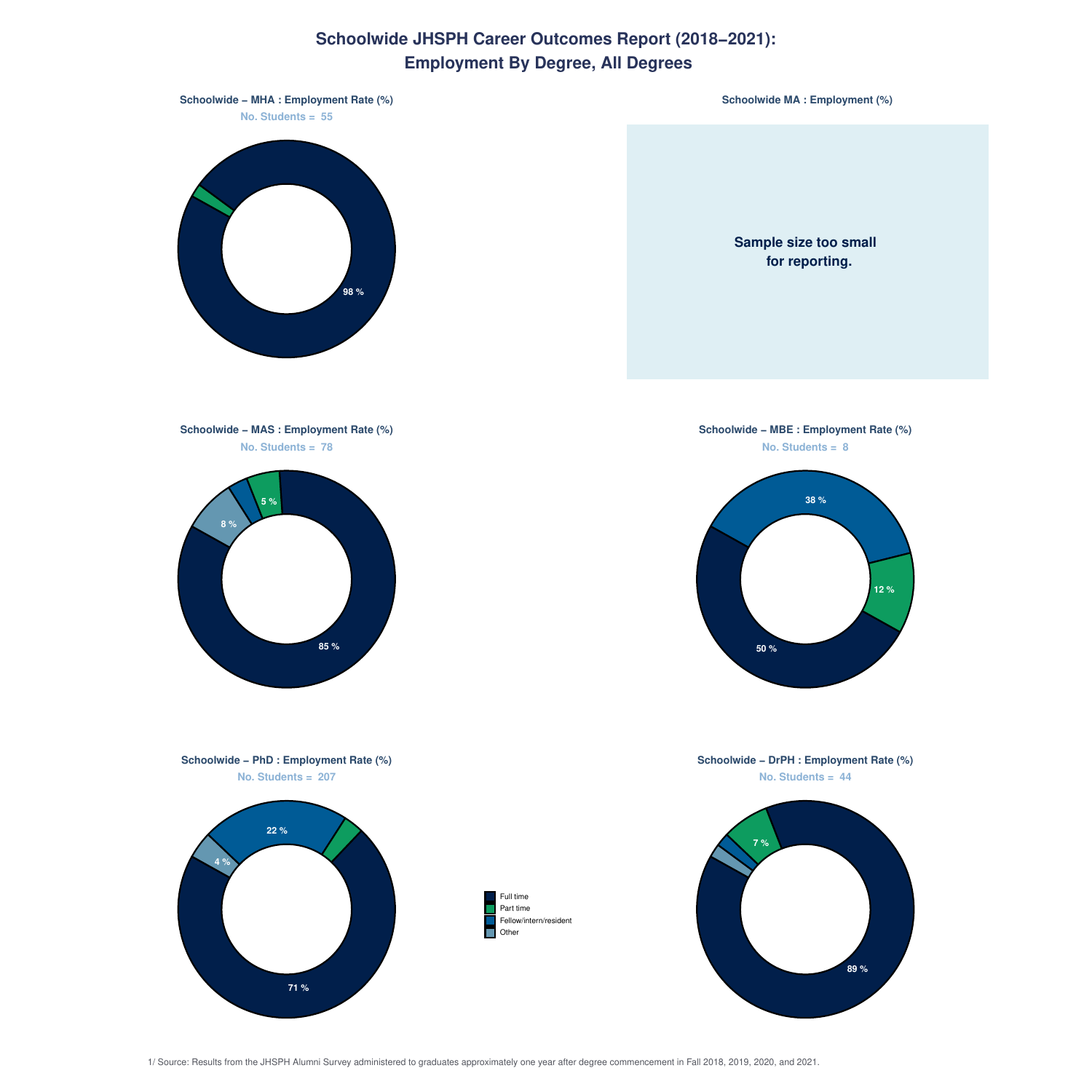# Schoolwide JHSPH Career Outcomes Report (2018–2021): Employment By Degree, All Degrees

**Schoolwide – MHA : Employment Rate (%)**

No. Students = 55

98 %

**Schoolwide MA : Employment (%)**

**Sample size too small for reporting.**

**Schoolwide – MAS : Employment Rate (%)**

No. Students = 78

85 %

8 %

5 %

**Schoolwide – MBE : Employment Rate (%)**

No. Students = 8

38 %

12 %

50 %

**Schoolwide – PhD : Employment Rate (%)**

No. Students = 207

22 %

4 %

71 %

**Schoolwide – DrPH : Employment Rate (%)**

No. Students = 44

7 %

89 %

- Full time
- Part time
- Fellow/intern/resident
- Other

1/ Source: Results from the JHSPH Alumni Survey administered to graduates approximately one year after degree commencement in Fall 2018, 2019, 2020, and 2021.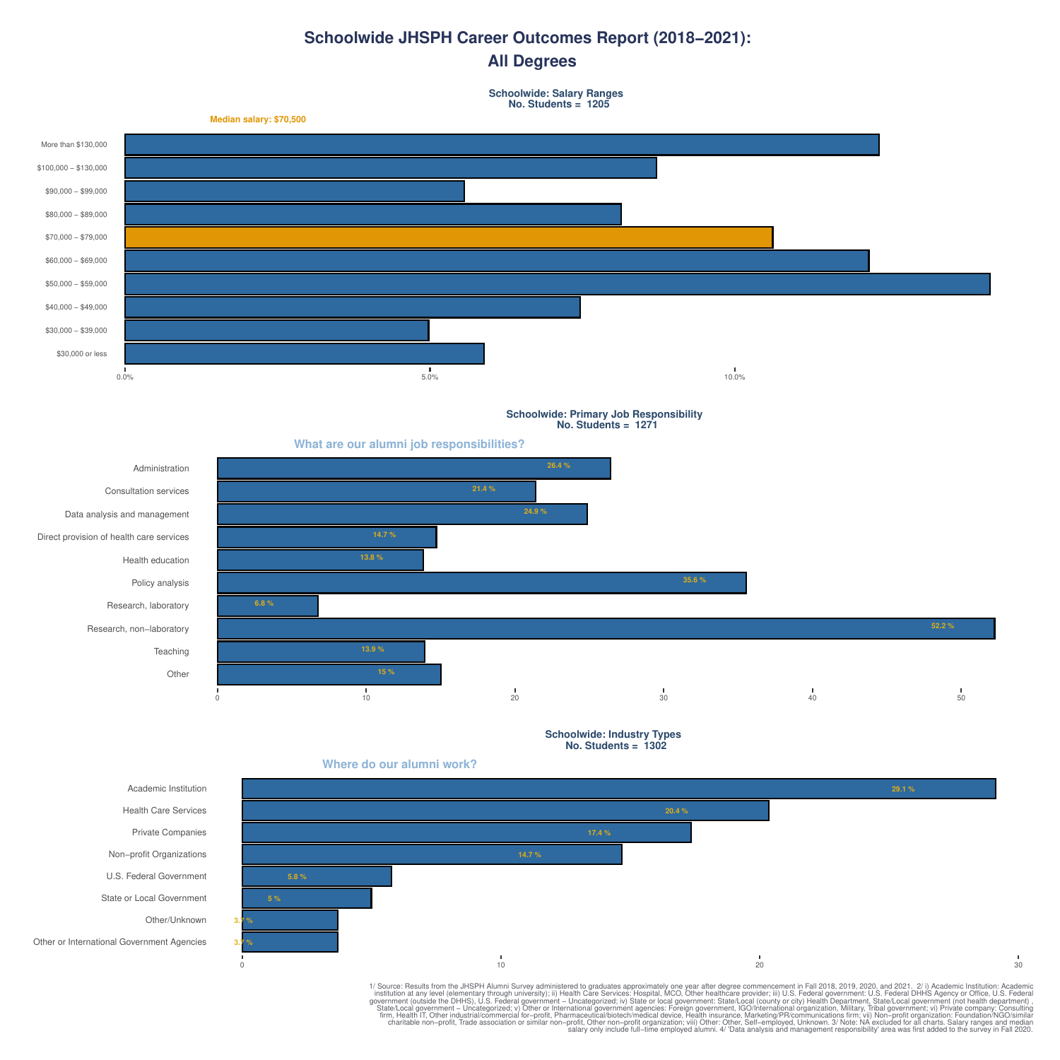# Schoolwide JHSPH Career Outcomes Report (2018−2021): All Degrees

### Schoolwide: Salary Ranges
No. Students = 1205

Median salary: $70,500

| Salary Range |
|---|
| More than $130,000 |
| $100,000 – $130,000 |
| $90,000 – $99,000 |
| $80,000 – $89,000 |
| $70,000 – $79,000 |
| $60,000 – $69,000 |
| $50,000 – $59,000 |
| $40,000 – $49,000 |
| $30,000 – $39,000 |
| $30,000 or less |

### Schoolwide: Primary Job Responsibility
No. Students = 1271

**What are our alumni job responsibilities?**

| Responsibility | Percent |
|---|---|
| Administration | 26.4 % |
| Consultation services | 21.4 % |
| Data analysis and management | 24.9 % |
| Direct provision of health care services | 14.7 % |
| Health education | 13.8 % |
| Policy analysis | 35.6 % |
| Research, laboratory | 6.8 % |
| Research, non−laboratory | 52.2 % |
| Teaching | 13.9 % |
| Other | 15 % |

### Schoolwide: Industry Types
No. Students = 1302

**Where do our alumni work?**

| Industry | Percent |
|---|---|
| Academic Institution | 29.1 % |
| Health Care Services | 20.4 % |
| Private Companies | 17.4 % |
| Non−profit Organizations | 14.7 % |
| U.S. Federal Government | 5.8 % |
| State or Local Government | 5 % |
| Other/Unknown | 3.7 % |
| Other or International Government Agencies | 3.7 % |

1/ Source: Results from the JHSPH Alumni Survey administered to graduates approximately one year after degree commencement in Fall 2018, 2019, 2020, and 2021. 2/ i) Academic Institution: Academic institution at any level (elementary through university); ii) Health Care Services: Hospital, MCO, Other healthcare provider; iii) U.S. Federal government: U.S. Federal DHHS Agency or Office, U.S. Federal government (outside the DHHS), U.S. Federal government – Uncategorized; iv) State or local government: State/Local (county or city) Health Department, State/Local government (not health department) , State/Local government – Uncategorized; v) Other or International government agencies: Foreign government, IGO/International organization, Military, Tribal government; vi) Private company: Consulting firm, Health IT, Other industrial/commercial for−profit, Pharmaceutical/biotech/medical device, Health insurance, Marketing/PR/communications firm; vii) Non−profit organization: Foundation/NGO/similar charitable non−profit, Trade association or similar non−profit, Other non−profit organization; viii) Other: Other, Self−employed, Unknown. 3/ Note: NA excluded for all charts. Salary ranges and median salary only include full−time employed alumni. 4/ 'Data analysis and management responsibility' area was first added to the survey in Fall 2020.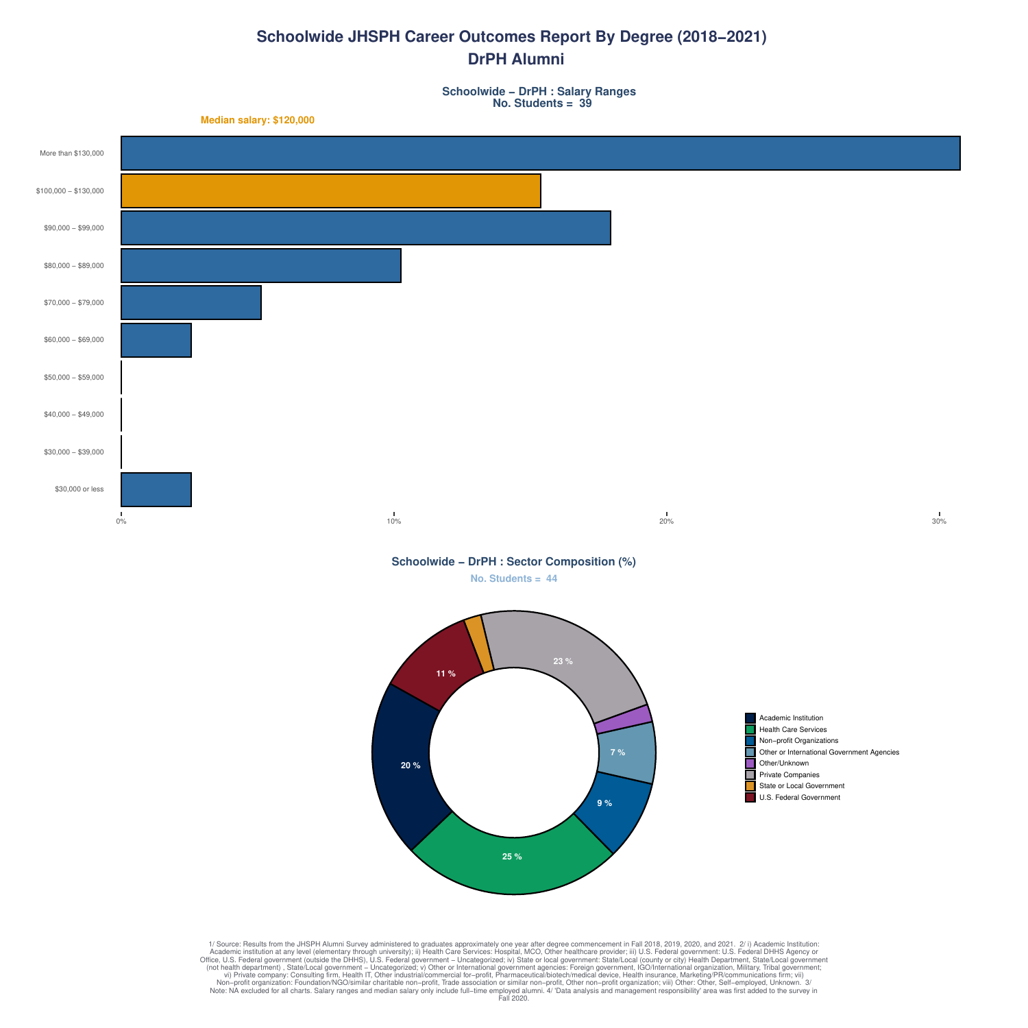# Schoolwide JHSPH Career Outcomes Report By Degree (2018–2021)

## DrPH Alumni

### Schoolwide – DrPH : Salary Ranges
No. Students = 39

Median salary: $120,000

| Salary Range |
|---|
| More than $130,000 |
| $100,000 – $130,000 |
| $90,000 – $99,000 |
| $80,000 – $89,000 |
| $70,000 – $79,000 |
| $60,000 – $69,000 |
| $50,000 – $59,000 |
| $40,000 – $49,000 |
| $30,000 – $39,000 |
| $30,000 or less |

0% 10% 20% 30%

### Schoolwide – DrPH : Sector Composition (%)
No. Students = 44

| Sector | % |
|---|---|
| Academic Institution | 20 % |
| Health Care Services | 25 % |
| Non−profit Organizations | 9 % |
| Other or International Government Agencies | 7 % |
| Other/Unknown | |
| Private Companies | 23 % |
| State or Local Government | |
| U.S. Federal Government | 11 % |

1/ Source: Results from the JHSPH Alumni Survey administered to graduates approximately one year after degree commencement in Fall 2018, 2019, 2020, and 2021. 2/ i) Academic Institution: Academic institution at any level (elementary through university); ii) Health Care Services: Hospital, MCO, Other healthcare provider; iii) U.S. Federal government: U.S. Federal DHHS Agency or Office, U.S. Federal government (outside the DHHS), U.S. Federal government − Uncategorized; iv) State or local government: State/Local (county or city) Health Department, State/Local government (not health department) , State/Local government − Uncategorized; v) Other or International government agencies: Foreign government, IGO/International organization, Military, Tribal government; vi) Private company: Consulting firm, Health IT, Other industrial/commercial for−profit, Pharmaceutical/biotech/medical device, Health insurance, Marketing/PR/communications firm; vii) Non−profit organization: Foundation/NGO/similar charitable non−profit, Trade association or similar non−profit, Other non−profit organization; viii) Other: Other, Self−employed, Unknown. 3/ Note: NA excluded for all charts. Salary ranges and median salary only include full−time employed alumni. 4/ 'Data analysis and management responsibility' area was first added to the survey in Fall 2020.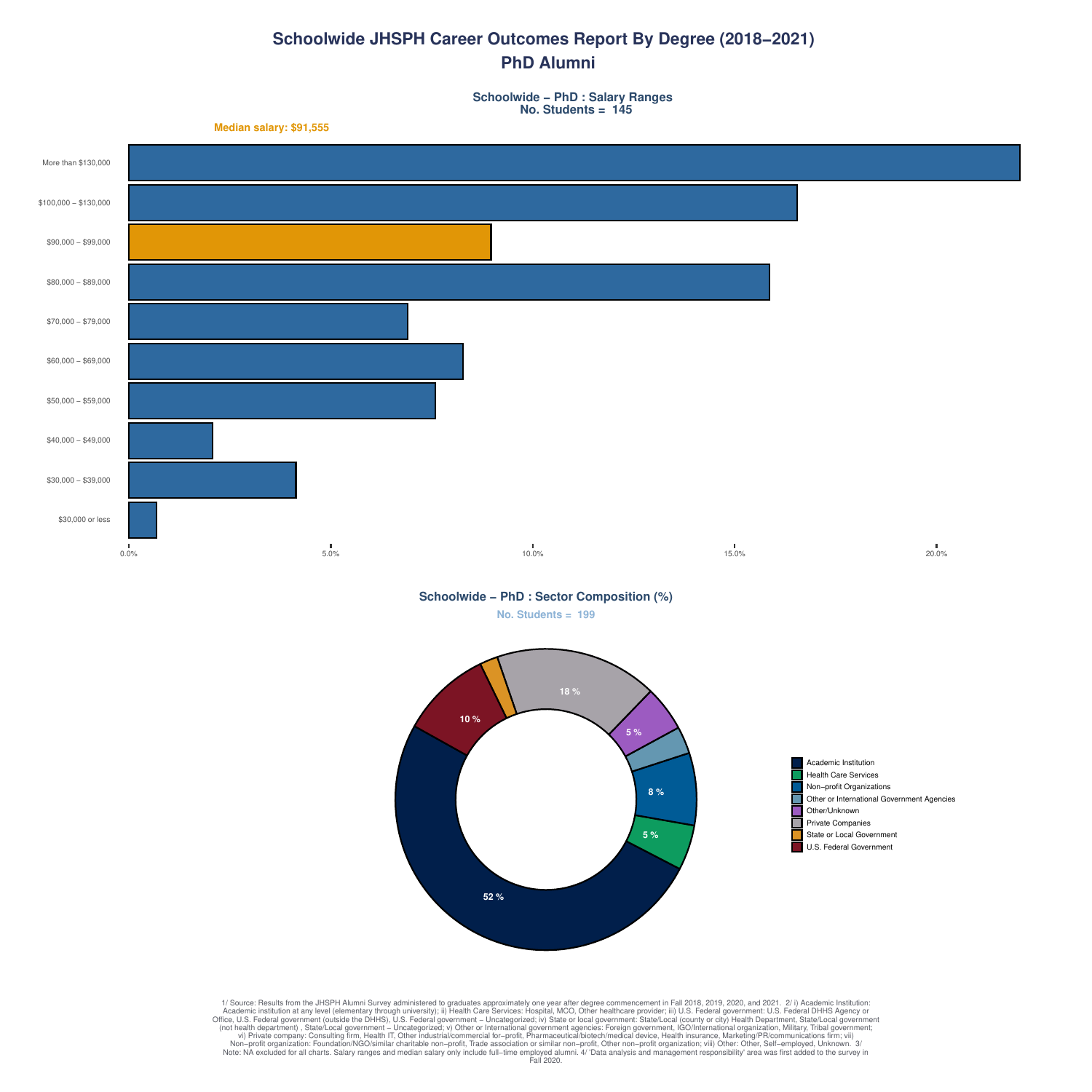# Schoolwide JHSPH Career Outcomes Report By Degree (2018–2021)

## PhD Alumni

### Schoolwide – PhD : Salary Ranges

No. Students = 145

**Median salary: $91,555**

| Salary Range |
|---|
| More than $130,000 |
| $100,000 – $130,000 |
| $90,000 – $99,000 |
| $80,000 – $89,000 |
| $70,000 – $79,000 |
| $60,000 – $69,000 |
| $50,000 – $59,000 |
| $40,000 – $49,000 |
| $30,000 – $39,000 |
| $30,000 or less |

0.0% 5.0% 10.0% 15.0% 20.0%

### Schoolwide – PhD : Sector Composition (%)

No. Students = 199

| Sector | % |
|---|---|
| Academic Institution | 52 % |
| Health Care Services | 5 % |
| Non-profit Organizations | 8 % |
| Other or International Government Agencies | |
| Other/Unknown | 5 % |
| Private Companies | 18 % |
| State or Local Government | |
| U.S. Federal Government | 10 % |

1/ Source: Results from the JHSPH Alumni Survey administered to graduates approximately one year after degree commencement in Fall 2018, 2019, 2020, and 2021. 2/ i) Academic Institution: Academic institution at any level (elementary through university); ii) Health Care Services: Hospital, MCO, Other healthcare provider; iii) U.S. Federal government: U.S. Federal DHHS Agency or Office, U.S. Federal government (outside the DHHS), U.S. Federal government – Uncategorized; iv) State or local government: State/Local (county or city) Health Department, State/Local government (not health department) , State/Local government – Uncategorized; v) Other or International government agencies: Foreign government, IGO/International organization, Military, Tribal government; vi) Private company: Consulting firm, Health IT, Other industrial/commercial for–profit, Pharmaceutical/biotech/medical device, Health insurance, Marketing/PR/communications firm; vii) Non–profit organization: Foundation/NGO/similar charitable non–profit, Trade association or similar non–profit, Other non–profit organization; viii) Other: Other, Self–employed, Unknown. 3/ Note: NA excluded for all charts. Salary ranges and median salary only include full–time employed alumni. 4/ 'Data analysis and management responsibility' area was first added to the survey in Fall 2020.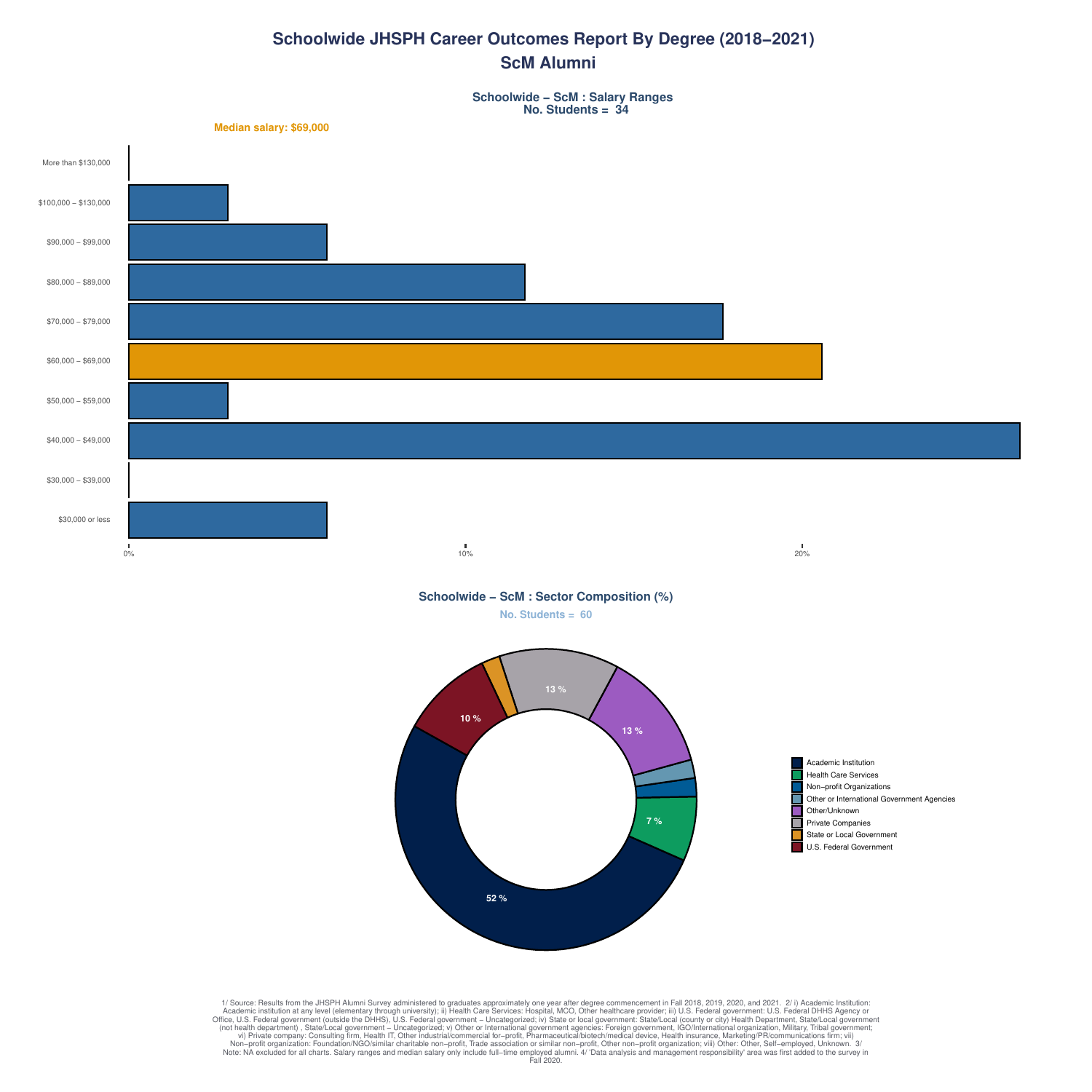# Schoolwide JHSPH Career Outcomes Report By Degree (2018–2021)

## ScM Alumni

**Schoolwide – ScM : Salary Ranges**
**No. Students = 34**

**Median salary: $69,000**

| Salary Range |
|---|
| More than $130,000 |
| $100,000 – $130,000 |
| $90,000 – $99,000 |
| $80,000 – $89,000 |
| $70,000 – $79,000 |
| $60,000 – $69,000 |
| $50,000 – $59,000 |
| $40,000 – $49,000 |
| $30,000 – $39,000 |
| $30,000 or less |

0% 10% 20%

**Schoolwide – ScM : Sector Composition (%)**

**No. Students = 60**

| Sector | % |
|---|---|
| Academic Institution | 52 % |
| Health Care Services | 7 % |
| Non–profit Organizations | |
| Other or International Government Agencies | |
| Other/Unknown | 13 % |
| Private Companies | 13 % |
| State or Local Government | |
| U.S. Federal Government | 10 % |

1/ Source: Results from the JHSPH Alumni Survey administered to graduates approximately one year after degree commencement in Fall 2018, 2019, 2020, and 2021. 2/ i) Academic Institution: Academic institution at any level (elementary through university); ii) Health Care Services: Hospital, MCO, Other healthcare provider; iii) U.S. Federal government: U.S. Federal DHHS Agency or Office, U.S. Federal government (outside the DHHS), U.S. Federal government – Uncategorized; iv) State or local government: State/Local (county or city) Health Department, State/Local government (not health department) , State/Local government – Uncategorized; v) Other or International government agencies: Foreign government, IGO/International organization, Military, Tribal government; vi) Private company: Consulting firm, Health IT, Other industrial/commercial for–profit, Pharmaceutical/biotech/medical device, Health insurance, Marketing/PR/communications firm; vii) Non–profit organization: Foundation/NGO/similar charitable non–profit, Trade association or similar non–profit, Other non–profit organization; viii) Other: Other, Self–employed, Unknown. 3/ Note: NA excluded for all charts. Salary ranges and median salary only include full–time employed alumni. 4/ 'Data analysis and management responsibility' area was first added to the survey in Fall 2020.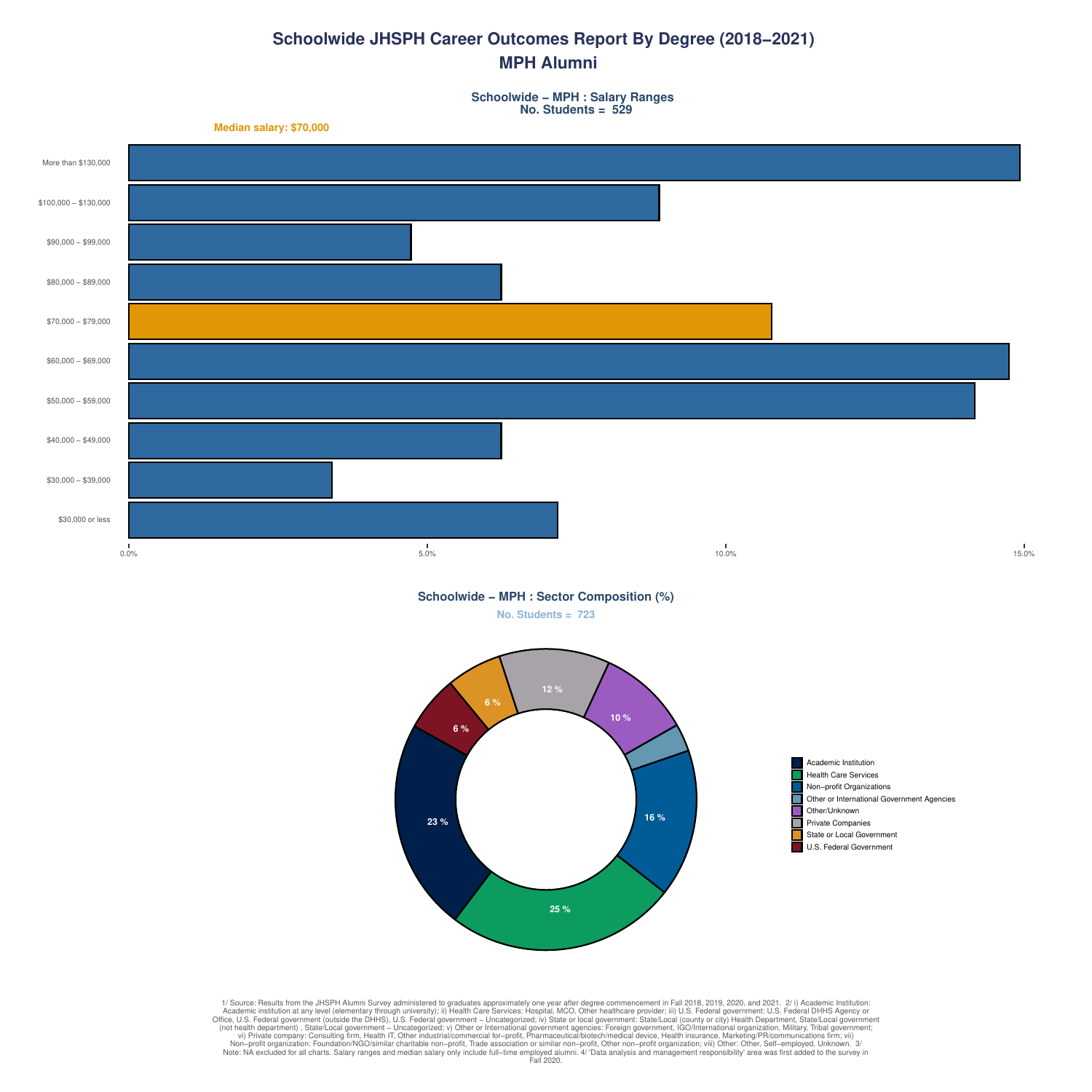# Schoolwide JHSPH Career Outcomes Report By Degree (2018–2021)
## MPH Alumni

### Schoolwide – MPH : Salary Ranges
No. Students = 529

Median salary: $70,000

| Salary Range |
| --- |
| More than $130,000 |
| $100,000 – $130,000 |
| $90,000 – $99,000 |
| $80,000 – $89,000 |
| $70,000 – $79,000 |
| $60,000 – $69,000 |
| $50,000 – $59,000 |
| $40,000 – $49,000 |
| $30,000 – $39,000 |
| $30,000 or less |

0.0% 5.0% 10.0% 15.0%

### Schoolwide – MPH : Sector Composition (%)
No. Students = 723

| Sector | % |
| --- | --- |
| Academic Institution | 23 % |
| Health Care Services | 25 % |
| Non–profit Organizations | 16 % |
| Other or International Government Agencies | |
| Other/Unknown | 10 % |
| Private Companies | 12 % |
| State or Local Government | 6 % |
| U.S. Federal Government | 6 % |

1/ Source: Results from the JHSPH Alumni Survey administered to graduates approximately one year after degree commencement in Fall 2018, 2019, 2020, and 2021. 2/ i) Academic Institution: Academic institution at any level (elementary through university); ii) Health Care Services: Hospital, MCO, Other healthcare provider; iii) U.S. Federal government: U.S. Federal DHHS Agency or Office, U.S. Federal government (outside the DHHS), U.S. Federal government – Uncategorized; iv) State or local government: State/Local (county or city) Health Department, State/Local government (not health department) , State/Local government – Uncategorized; v) Other or International government agencies: Foreign government, IGO/International organization, Military, Tribal government; vi) Private company: Consulting firm, Health IT, Other industrial/commercial for–profit, Pharmaceutical/biotech/medical device, Health insurance, Marketing/PR/communications firm; vii) Non–profit organization: Foundation/NGO/similar charitable non–profit, Trade association or similar non–profit, Other non–profit organization; viii) Other: Other, Self–employed, Unknown. 3/ Note: NA excluded for all charts. Salary ranges and median salary only include full–time employed alumni. 4/ 'Data analysis and management responsibility' area was first added to the survey in Fall 2020.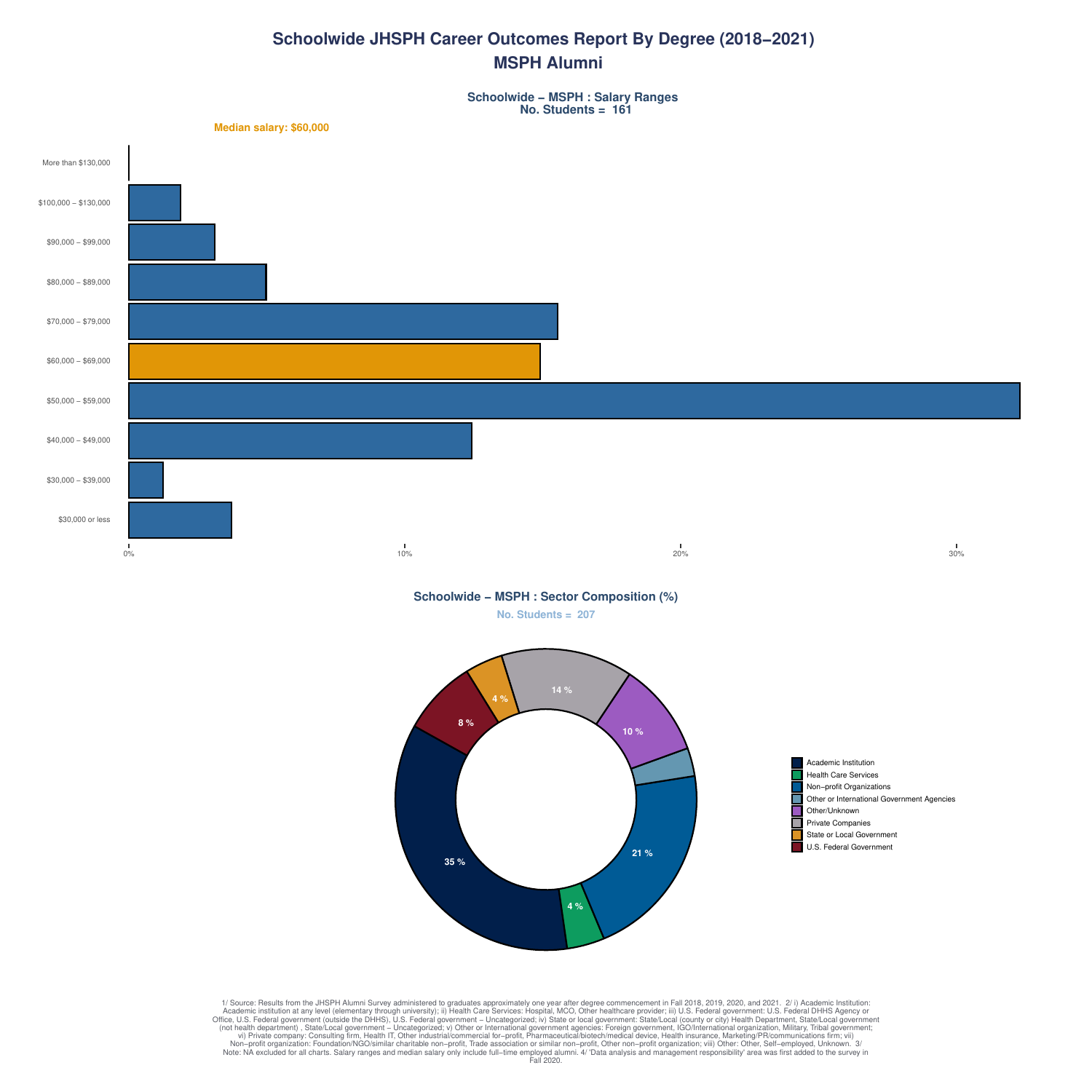# Schoolwide JHSPH Career Outcomes Report By Degree (2018–2021)

## MSPH Alumni

### Schoolwide – MSPH : Salary Ranges

No. Students = 161

Median salary: $60,000

| Salary range |
|---|
| More than $130,000 |
| $100,000 – $130,000 |
| $90,000 – $99,000 |
| $80,000 – $89,000 |
| $70,000 – $79,000 |
| $60,000 – $69,000 |
| $50,000 – $59,000 |
| $40,000 – $49,000 |
| $30,000 – $39,000 |
| $30,000 or less |

0% 10% 20% 30%

### Schoolwide – MSPH : Sector Composition (%)

No. Students = 207

| Sector | % |
|---|---|
| Academic Institution | 35 % |
| Health Care Services | 4 % |
| Non−profit Organizations | 21 % |
| Other or International Government Agencies | |
| Other/Unknown | 10 % |
| Private Companies | 14 % |
| State or Local Government | 4 % |
| U.S. Federal Government | 8 % |

1/ Source: Results from the JHSPH Alumni Survey administered to graduates approximately one year after degree commencement in Fall 2018, 2019, 2020, and 2021. 2/ i) Academic Institution: Academic institution at any level (elementary through university); ii) Health Care Services: Hospital, MCO, Other healthcare provider; iii) U.S. Federal government: U.S. Federal DHHS Agency or Office, U.S. Federal government (outside the DHHS), U.S. Federal government – Uncategorized; iv) State or local government: State/Local (county or city) Health Department, State/Local government (not health department) , State/Local government – Uncategorized; v) Other or International government agencies: Foreign government, IGO/International organization, Military, Tribal government; vi) Private company: Consulting firm, Health IT, Other industrial/commercial for−profit, Pharmaceutical/biotech/medical device, Health insurance, Marketing/PR/communications firm; vii) Non−profit organization: Foundation/NGO/similar charitable non−profit, Trade association or similar non−profit, Other non−profit organization; viii) Other: Other, Self−employed, Unknown. 3/ Note: NA excluded for all charts. Salary ranges and median salary only include full−time employed alumni. 4/ 'Data analysis and management responsibility' area was first added to the survey in Fall 2020.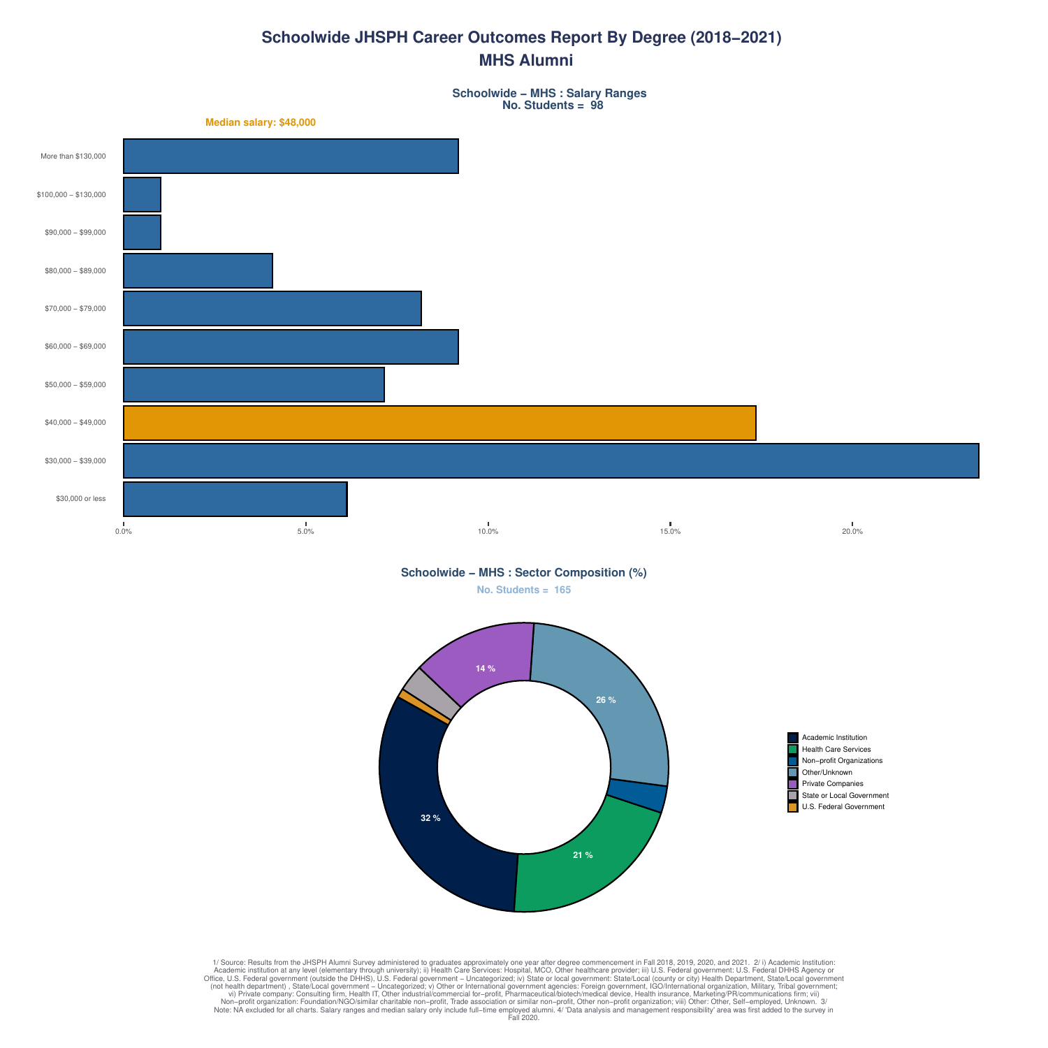# Schoolwide JHSPH Career Outcomes Report By Degree (2018−2021)

## MHS Alumni

### Schoolwide − MHS : Salary Ranges
No. Students = 98

Median salary: $48,000

| Salary Range |
|---|
| More than $130,000 |
| $100,000 − $130,000 |
| $90,000 − $99,000 |
| $80,000 − $89,000 |
| $70,000 − $79,000 |
| $60,000 − $69,000 |
| $50,000 − $59,000 |
| $40,000 − $49,000 |
| $30,000 − $39,000 |
| $30,000 or less |

0.0% 5.0% 10.0% 15.0% 20.0%

### Schoolwide − MHS : Sector Composition (%)
No. Students = 165

| Sector | % |
|---|---|
| Academic Institution | 32 % |
| Health Care Services | 21 % |
| Non−profit Organizations | |
| Other/Unknown | 26 % |
| Private Companies | 14 % |
| State or Local Government | |
| U.S. Federal Government | |

1/ Source: Results from the JHSPH Alumni Survey administered to graduates approximately one year after degree commencement in Fall 2018, 2019, 2020, and 2021. 2/ i) Academic Institution: Academic institution at any level (elementary through university); ii) Health Care Services: Hospital, MCO, Other healthcare provider; iii) U.S. Federal government: U.S. Federal DHHS Agency or Office, U.S. Federal government (outside the DHHS), U.S. Federal government − Uncategorized; iv) State or local government: State/Local (county or city) Health Department, State/Local government (not health department) , State/Local government − Uncategorized; v) Other or International government agencies: Foreign government, IGO/International organization, Military, Tribal government; vi) Private company: Consulting firm, Health IT, Other industrial/commercial for−profit, Pharmaceutical/biotech/medical device, Health insurance, Marketing/PR/communications firm; vii) Non−profit organization: Foundation/NGO/similar charitable non−profit, Trade association or similar non−profit, Other non−profit organization; viii) Other: Other, Self−employed, Unknown. 3/ Note: NA excluded for all charts. Salary ranges and median salary only include full−time employed alumni. 4/ 'Data analysis and management responsibility' area was first added to the survey in Fall 2020.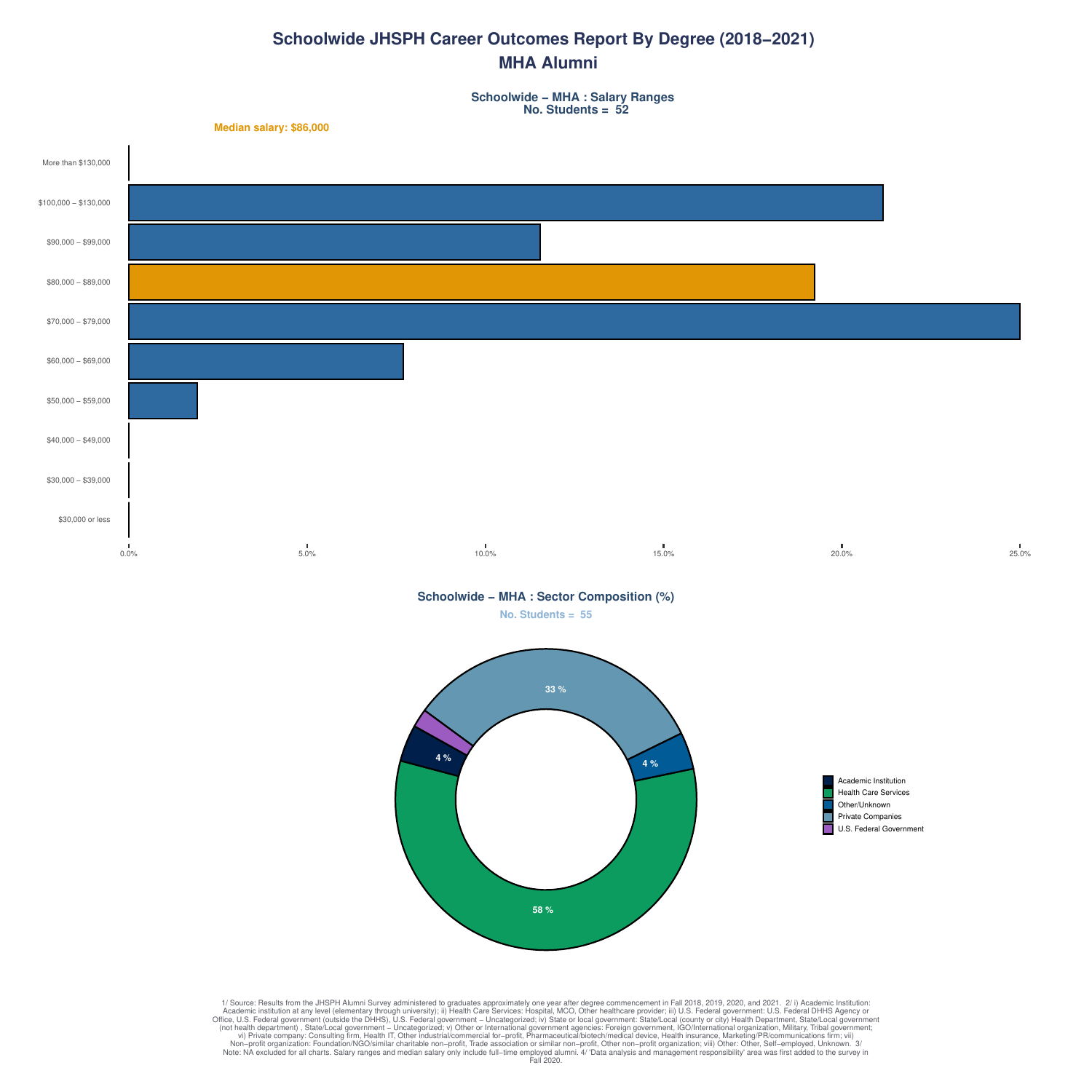# Schoolwide JHSPH Career Outcomes Report By Degree (2018–2021)

## MHA Alumni

### Schoolwide – MHA : Salary Ranges

**No. Students = 52**

**Median salary: $86,000**

| Salary Range | Approx. % |
|---|---|
| More than $130,000 | 0% |
| $100,000 – $130,000 | ~21% |
| $90,000 – $99,000 | ~11.5% |
| $80,000 – $89,000 | ~19% |
| $70,000 – $79,000 | ~25% |
| $60,000 – $69,000 | ~7.5% |
| $50,000 – $59,000 | ~2% |
| $40,000 – $49,000 | 0% |
| $30,000 – $39,000 | 0% |
| $30,000 or less | 0% |

### Schoolwide – MHA : Sector Composition (%)

**No. Students = 55**

| Sector | % |
|---|---|
| Academic Institution | 4 % |
| Health Care Services | 58 % |
| Other/Unknown | 4 % |
| Private Companies | 33 % |
| U.S. Federal Government | (unlabeled) |

1/ Source: Results from the JHSPH Alumni Survey administered to graduates approximately one year after degree commencement in Fall 2018, 2019, 2020, and 2021. 2/ i) Academic Institution: Academic institution at any level (elementary through university); ii) Health Care Services: Hospital, MCO, Other healthcare provider; iii) U.S. Federal government: U.S. Federal DHHS Agency or Office, U.S. Federal government (outside the DHHS), U.S. Federal government – Uncategorized; iv) State or local government: State/Local (county or city) Health Department, State/Local government (not health department) , State/Local government – Uncategorized; v) Other or International government agencies: Foreign government, IGO/International organization, Military, Tribal government; vi) Private company: Consulting firm, Health IT, Other industrial/commercial for–profit, Pharmaceutical/biotech/medical device, Health insurance, Marketing/PR/communications firm; vii) Non–profit organization: Foundation/NGO/similar charitable non–profit, Trade association or similar non–profit, Other non–profit organization; viii) Other: Other, Self–employed, Unknown. 3/ Note: NA excluded for all charts. Salary ranges and median salary only include full–time employed alumni. 4/ 'Data analysis and management responsibility' area was first added to the survey in Fall 2020.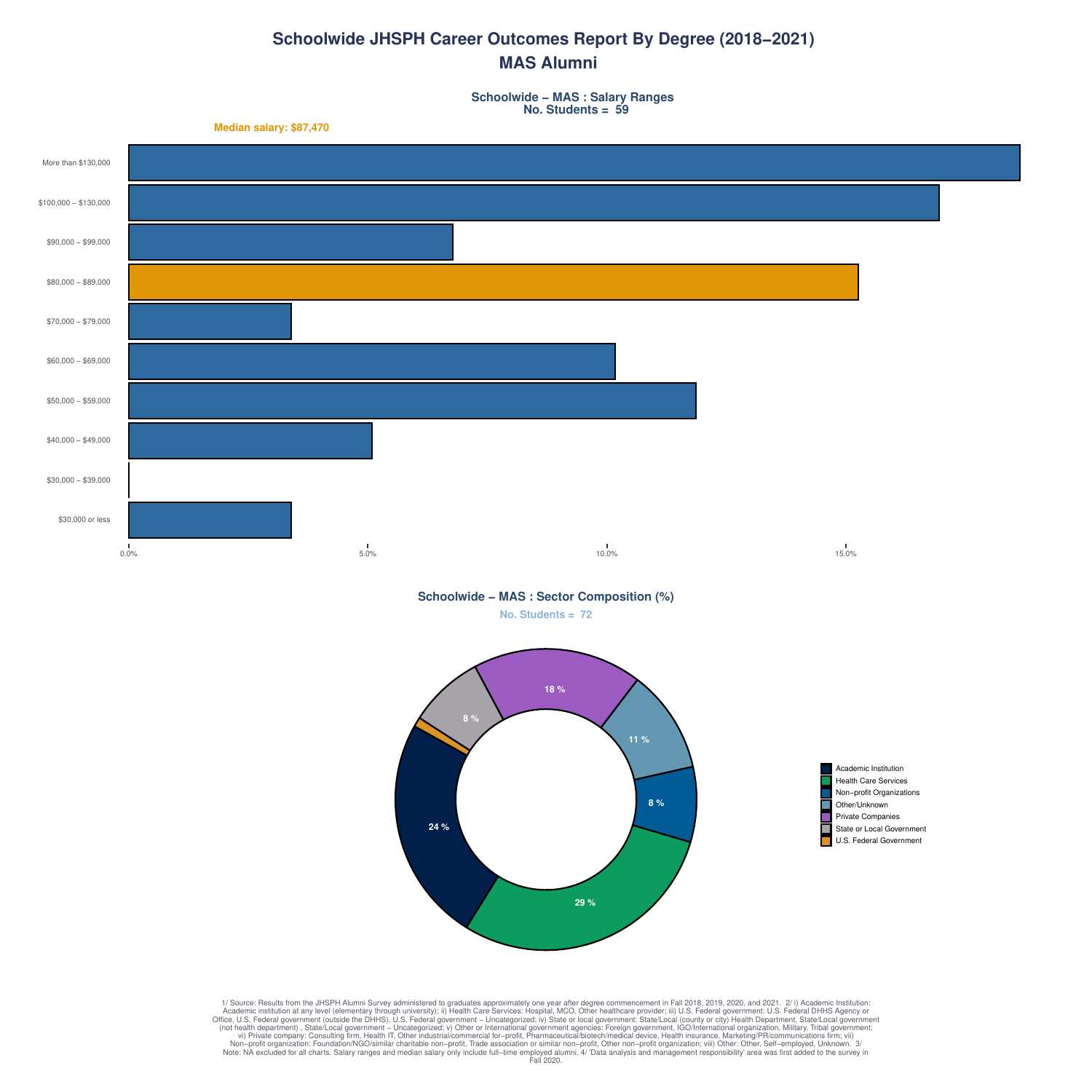# Schoolwide JHSPH Career Outcomes Report By Degree (2018−2021)

## MAS Alumni

### Schoolwide − MAS : Salary Ranges
No. Students = 59

Median salary: $87,470

| Salary Range |
|---|
| More than $130,000 |
| $100,000 − $130,000 |
| $90,000 − $99,000 |
| $80,000 − $89,000 |
| $70,000 − $79,000 |
| $60,000 − $69,000 |
| $50,000 − $59,000 |
| $40,000 − $49,000 |
| $30,000 − $39,000 |
| $30,000 or less |

0.0% 5.0% 10.0% 15.0%

### Schoolwide − MAS : Sector Composition (%)
No. Students = 72

| Sector | % |
|---|---|
| Academic Institution | 24 % |
| Health Care Services | 29 % |
| Non−profit Organizations | 8 % |
| Other/Unknown | 11 % |
| Private Companies | 18 % |
| State or Local Government | 8 % |
| U.S. Federal Government | |

1/ Source: Results from the JHSPH Alumni Survey administered to graduates approximately one year after degree commencement in Fall 2018, 2019, 2020, and 2021. 2/ i) Academic Institution: Academic institution at any level (elementary through university); ii) Health Care Services: Hospital, MCO, Other healthcare provider; iii) U.S. Federal government: U.S. Federal DHHS Agency or Office, U.S. Federal government (outside the DHHS), U.S. Federal government − Uncategorized; iv) State or local government: State/Local (county or city) Health Department, State/Local government (not health department) , State/Local government − Uncategorized; v) Other or International government agencies: Foreign government, IGO/International organization, Military, Tribal government; vi) Private company: Consulting firm, Health IT, Other industrial/commercial for−profit, Pharmaceutical/biotech/medical device, Health insurance, Marketing/PR/communications firm; vii) Non−profit organization: Foundation/NGO/similar charitable non−profit, Trade association or similar non−profit, Other non−profit organization; viii) Other: Other, Self−employed, Unknown. 3/ Note: NA excluded for all charts. Salary ranges and median salary only include full−time employed alumni. 4/ 'Data analysis and management responsibility' area was first added to the survey in Fall 2020.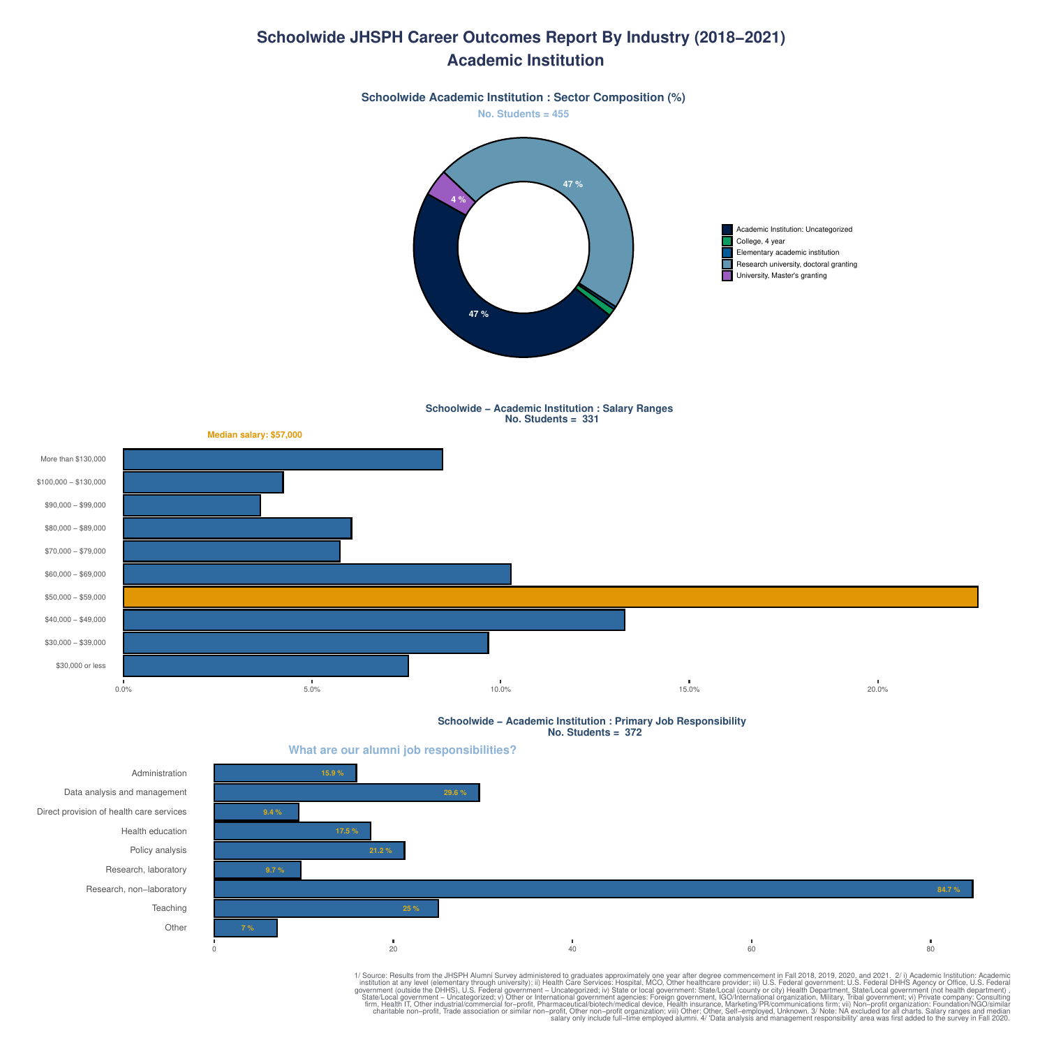# Schoolwide JHSPH Career Outcomes Report By Industry (2018−2021)
## Academic Institution

### Schoolwide Academic Institution : Sector Composition (%)

No. Students = 455

| Sector | % |
|---|---|
| Academic Institution: Uncategorized | 47 % |
| College, 4 year | |
| Elementary academic institution | |
| Research university, doctoral granting | 47 % |
| University, Master's granting | 4 % |

### Schoolwide − Academic Institution : Salary Ranges
No. Students = 331

Median salary: $57,000

| Salary Range |
|---|
| More than $130,000 |
| $100,000 – $130,000 |
| $90,000 – $99,000 |
| $80,000 – $89,000 |
| $70,000 – $79,000 |
| $60,000 – $69,000 |
| $50,000 – $59,000 |
| $40,000 – $49,000 |
| $30,000 – $39,000 |
| $30,000 or less |

### Schoolwide − Academic Institution : Primary Job Responsibility
No. Students = 372

What are our alumni job responsibilities?

| Responsibility | % |
|---|---|
| Administration | 15.9 % |
| Data analysis and management | 29.6 % |
| Direct provision of health care services | 9.4 % |
| Health education | 17.5 % |
| Policy analysis | 21.2 % |
| Research, laboratory | 9.7 % |
| Research, non−laboratory | 84.7 % |
| Teaching | 25 % |
| Other | 7 % |

1/ Source: Results from the JHSPH Alumni Survey administered to graduates approximately one year after degree commencement in Fall 2018, 2019, 2020, and 2021. 2/ i) Academic Institution: Academic institution at any level (elementary through university); ii) Health Care Services: Hospital, MCO, Other healthcare provider; iii) U.S. Federal government: U.S. Federal DHHS Agency or Office, U.S. Federal government (outside the DHHS), U.S. Federal government − Uncategorized; iv) State or local government: State/Local (county or city) Health Department, State/Local government (not health department) , State/Local government − Uncategorized; v) Other or International government agencies: Foreign government, IGO/International organization, Military, Tribal government; vi) Private company: Consulting firm, Health IT, Other industrial/commercial for−profit, Pharmaceutical/biotech/medical device, Health insurance, Marketing/PR/communications firm; vii) Non−profit organization: Foundation/NGO/similar charitable non−profit, Trade association or similar non−profit, Other non−profit organization; viii) Other: Other, Self−employed, Unknown. 3/ Note: NA excluded for all charts. Salary ranges and median salary only include full−time employed alumni. 4/ 'Data analysis and management responsibility' area was first added to the survey in Fall 2020.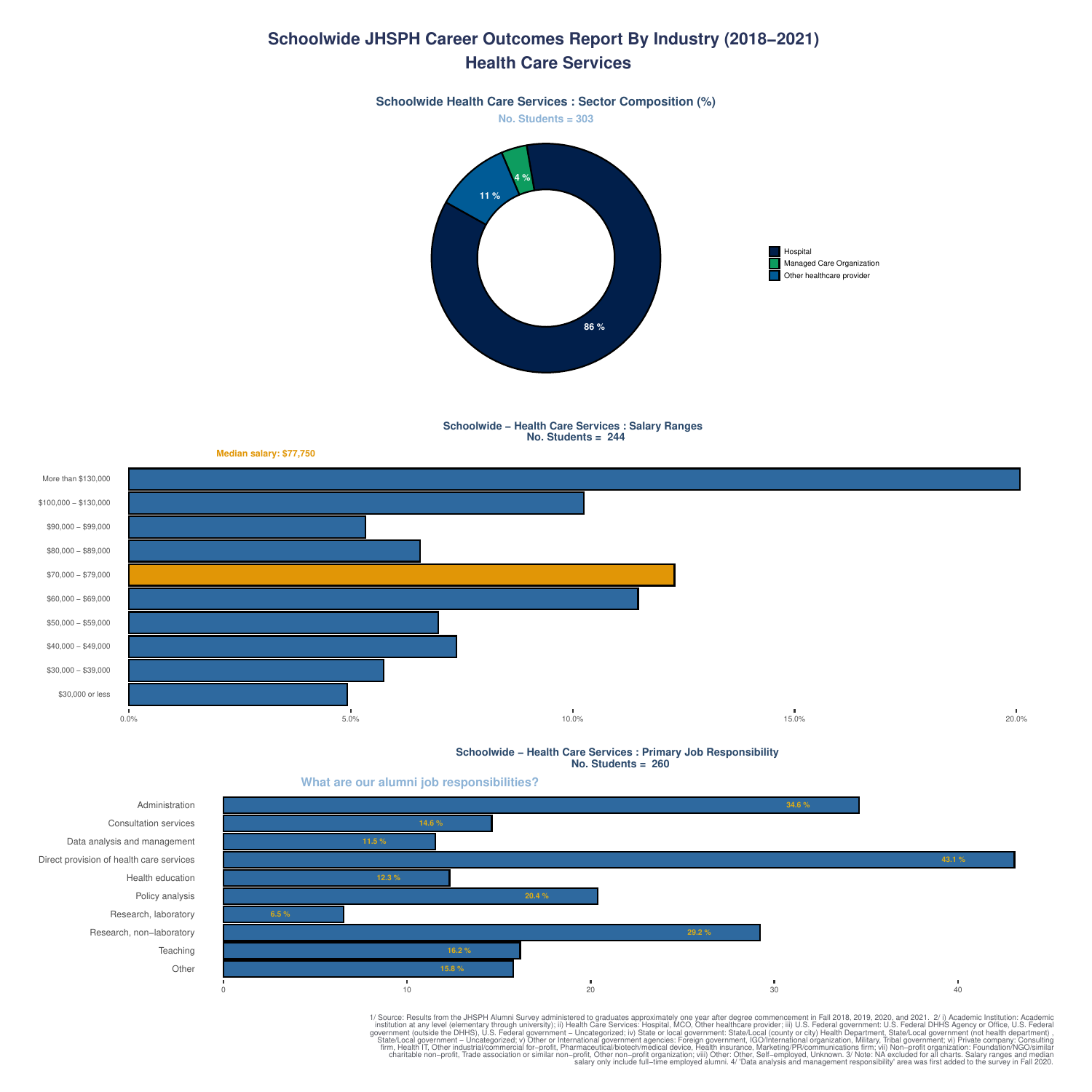# Schoolwide JHSPH Career Outcomes Report By Industry (2018–2021)
## Health Care Services

### Schoolwide Health Care Services : Sector Composition (%)

No. Students = 303

| Sector | % |
|---|---|
| Hospital | 86 % |
| Managed Care Organization | 4 % |
| Other healthcare provider | 11 % |

### Schoolwide – Health Care Services : Salary Ranges
No. Students = 244

Median salary: $77,750

- More than $130,000
- $100,000 – $130,000
- $90,000 – $99,000
- $80,000 – $89,000
- $70,000 – $79,000
- $60,000 – $69,000
- $50,000 – $59,000
- $40,000 – $49,000
- $30,000 – $39,000
- $30,000 or less

### Schoolwide – Health Care Services : Primary Job Responsibility
No. Students = 260

What are our alumni job responsibilities?

| Responsibility | % |
|---|---|
| Administration | 34.6 % |
| Consultation services | 14.6 % |
| Data analysis and management | 11.5 % |
| Direct provision of health care services | 43.1 % |
| Health education | 12.3 % |
| Policy analysis | 20.4 % |
| Research, laboratory | 6.5 % |
| Research, non–laboratory | 29.2 % |
| Teaching | 16.2 % |
| Other | 15.8 % |

1/ Source: Results from the JHSPH Alumni Survey administered to graduates approximately one year after degree commencement in Fall 2018, 2019, 2020, and 2021. 2/ i) Academic Institution: Academic institution at any level (elementary through university); ii) Health Care Services: Hospital, MCO, Other healthcare provider; iii) U.S. Federal government: U.S. Federal DHHS Agency or Office, U.S. Federal government (outside the DHHS), U.S. Federal government – Uncategorized; iv) State or local government: State/Local (county or city) Health Department, State/Local government (not health department) , State/Local government – Uncategorized; v) Other or International government agencies: Foreign government, IGO/International organization, Military, Tribal government; vi) Private company: Consulting firm, Health IT, Other industrial/commercial for–profit, Pharmaceutical/biotech/medical device, Health insurance, Marketing/PR/communications firm; vii) Non–profit organization: Foundation/NGO/similar charitable non–profit, Trade association or similar non–profit, Other non–profit organization; viii) Other: Other, Self–employed, Unknown. 3/ Note: NA excluded for all charts. Salary ranges and median salary only include full–time employed alumni. 4/ 'Data analysis and management responsibility' area was first added to the survey in Fall 2020.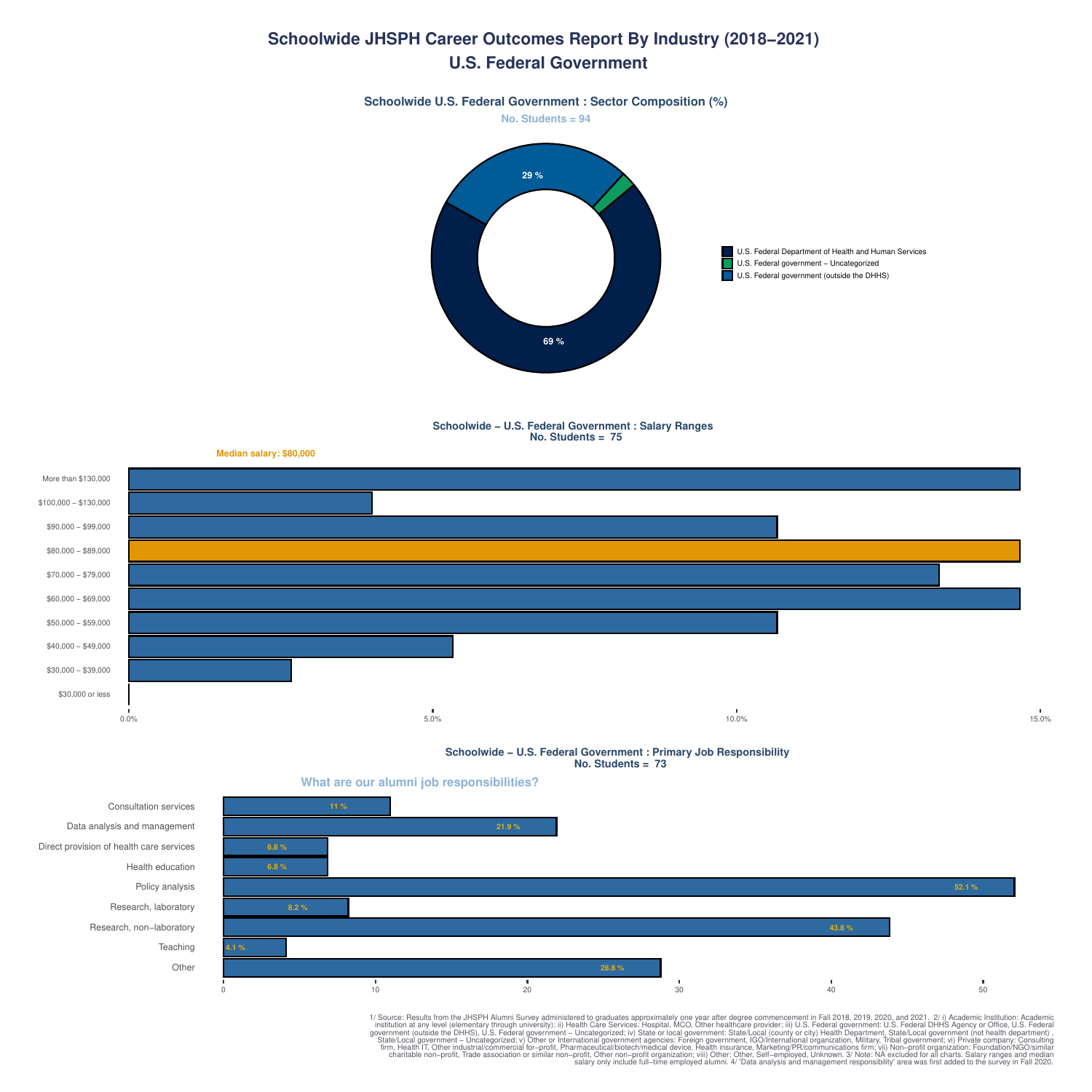# Schoolwide JHSPH Career Outcomes Report By Industry (2018−2021)

## U.S. Federal Government

### Schoolwide U.S. Federal Government : Sector Composition (%)

No. Students = 94

| Sector | % |
| --- | --- |
| U.S. Federal Department of Health and Human Services | 69 % |
| U.S. Federal government − Uncategorized | |
| U.S. Federal government (outside the DHHS) | 29 % |

### Schoolwide − U.S. Federal Government : Salary Ranges

No. Students = 75

Median salary: $80,000

Salary ranges: More than $130,000; $100,000 − $130,000; $90,000 − $99,000; $80,000 − $89,000; $70,000 − $79,000; $60,000 − $69,000; $50,000 − $59,000; $40,000 − $49,000; $30,000 − $39,000; $30,000 or less

Axis: 0.0%, 5.0%, 10.0%, 15.0%

### Schoolwide − U.S. Federal Government : Primary Job Responsibility

No. Students = 73

What are our alumni job responsibilities?

| Responsibility | % |
| --- | --- |
| Consultation services | 11 % |
| Data analysis and management | 21.9 % |
| Direct provision of health care services | 6.8 % |
| Health education | 6.8 % |
| Policy analysis | 52.1 % |
| Research, laboratory | 8.2 % |
| Research, non−laboratory | 43.8 % |
| Teaching | 4.1 % |
| Other | 28.8 % |

1/ Source: Results from the JHSPH Alumni Survey administered to graduates approximately one year after degree commencement in Fall 2018, 2019, 2020, and 2021. 2/ i) Academic Institution: Academic institution at any level (elementary through university); ii) Health Care Services: Hospital, MCO, Other healthcare provider; iii) U.S. Federal government: U.S. Federal DHHS Agency or Office, U.S. Federal government (outside the DHHS), U.S. Federal government − Uncategorized; iv) State or local government: State/Local (county or city) Health Department, State/Local government (not health department) , State/Local government − Uncategorized; v) Other or International government agencies: Foreign government, IGO/International organization, Military, Tribal government; vi) Private company: Consulting firm, Health IT, Other industrial/commercial for−profit, Pharmaceutical/biotech/medical device, Health insurance, Marketing/PR/communications firm; vii) Non−profit organization: Foundation/NGO/similar charitable non−profit, Trade association or similar non−profit, Other non−profit organization; viii) Other: Other, Self−employed, Unknown. 3/ Note: NA excluded for all charts. Salary ranges and median salary only include full−time employed alumni. 4/ 'Data analysis and management responsibility' area was first added to the survey in Fall 2020.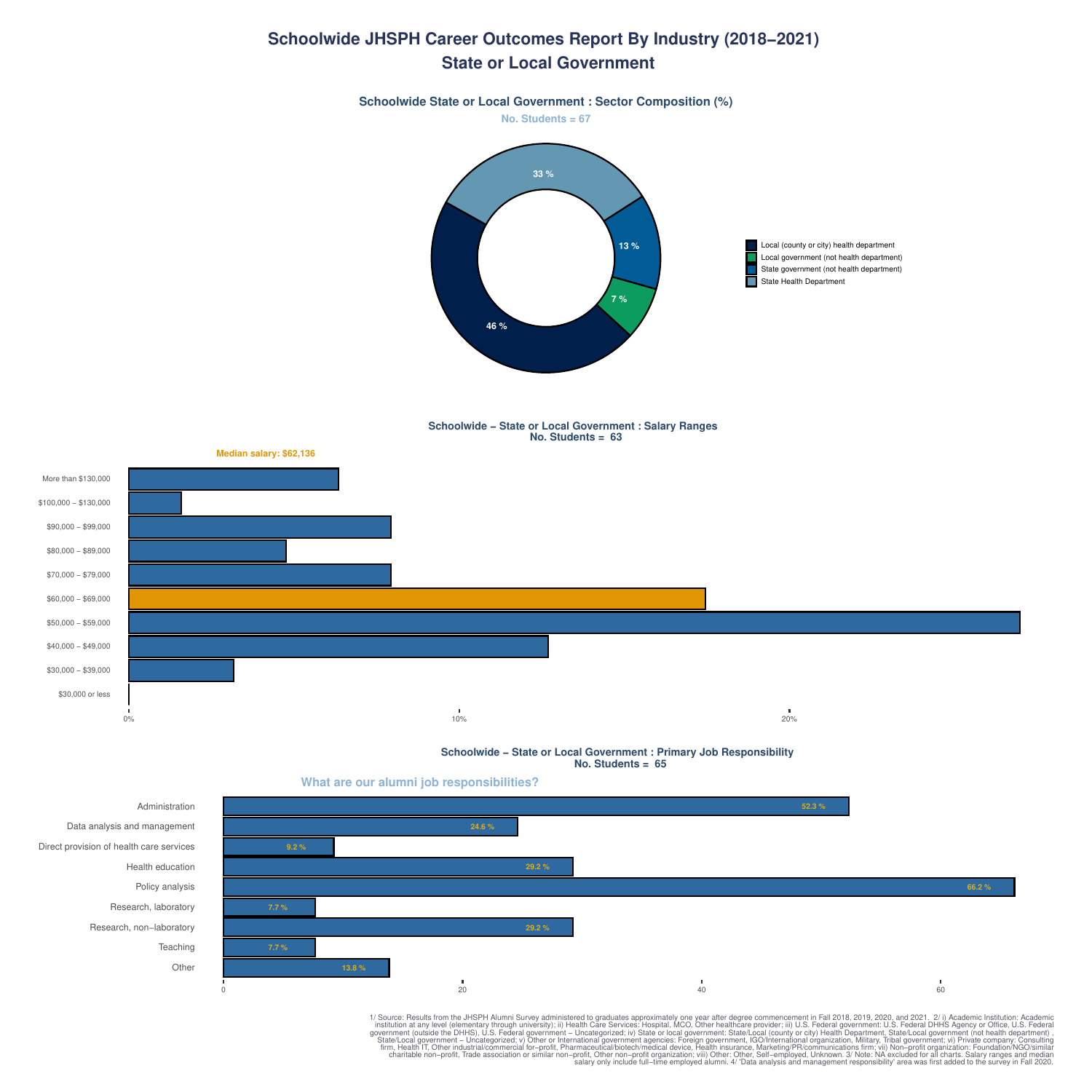# Schoolwide JHSPH Career Outcomes Report By Industry (2018−2021)
# State or Local Government

### Schoolwide State or Local Government : Sector Composition (%)

No. Students = 67

| Sector | % |
|---|---|
| Local (county or city) health department | 46 % |
| Local government (not health department) | 7 % |
| State government (not health department) | 13 % |
| State Health Department | 33 % |

### Schoolwide − State or Local Government : Salary Ranges
No. Students = 63

Median salary: $62,136

- More than $130,000
- $100,000 – $130,000
- $90,000 – $99,000
- $80,000 – $89,000
- $70,000 – $79,000
- $60,000 – $69,000
- $50,000 – $59,000
- $40,000 – $49,000
- $30,000 – $39,000
- $30,000 or less

0% 10% 20%

### Schoolwide − State or Local Government : Primary Job Responsibility
No. Students = 65

What are our alumni job responsibilities?

| Responsibility | % |
|---|---|
| Administration | 52.3 % |
| Data analysis and management | 24.6 % |
| Direct provision of health care services | 9.2 % |
| Health education | 29.2 % |
| Policy analysis | 66.2 % |
| Research, laboratory | 7.7 % |
| Research, non−laboratory | 29.2 % |
| Teaching | 7.7 % |
| Other | 13.8 % |

1/ Source: Results from the JHSPH Alumni Survey administered to graduates approximately one year after degree commencement in Fall 2018, 2019, 2020, and 2021. 2/ i) Academic Institution: Academic institution at any level (elementary through university); ii) Health Care Services: Hospital, MCO, Other healthcare provider; iii) U.S. Federal government: U.S. Federal DHHS Agency or Office, U.S. Federal government (outside the DHHS), U.S. Federal government – Uncategorized; iv) State or local government: State/Local (county or city) Health Department, State/Local government (not health department) , State/Local government – Uncategorized; v) Other or International government agencies: Foreign government, IGO/International organization, Military, Tribal government; vi) Private company: Consulting firm, Health IT, Other industrial/commercial for−profit, Pharmaceutical/biotech/medical device, Health insurance, Marketing/PR/communications firm; vii) Non−profit organization: Foundation/NGO/similar charitable non−profit, Trade association or similar non−profit, Other non−profit organization; viii) Other: Other, Self−employed, Unknown. 3/ Note: NA excluded for all charts. Salary ranges and median salary only include full−time employed alumni. 4/ 'Data analysis and management responsibility' area was first added to the survey in Fall 2020.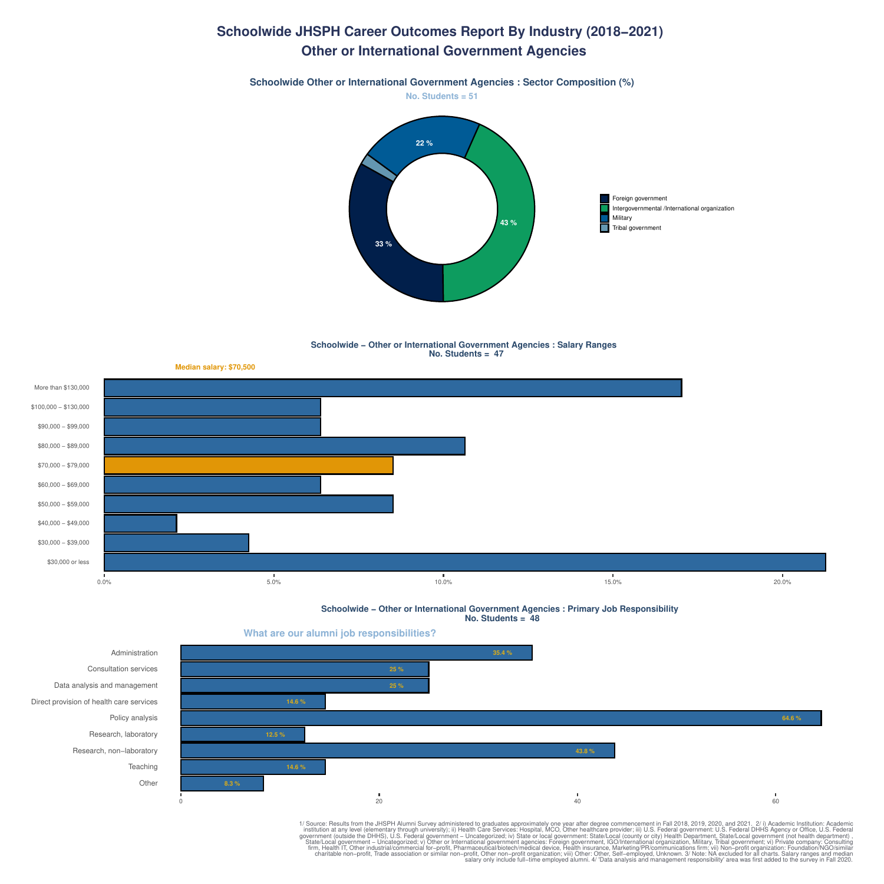# Schoolwide JHSPH Career Outcomes Report By Industry (2018–2021)

## Other or International Government Agencies

### Schoolwide Other or International Government Agencies : Sector Composition (%)

No. Students = 51

| Sector | % |
|---|---|
| Foreign government | 33 % |
| Intergovernmental /International organization | 43 % |
| Military | 22 % |
| Tribal government | |

### Schoolwide – Other or International Government Agencies : Salary Ranges

No. Students = 47

Median salary: $70,500

Salary ranges (x-axis: 0.0% – 20.0%):

- More than $130,000
- $100,000 – $130,000
- $90,000 – $99,000
- $80,000 – $89,000
- $70,000 – $79,000
- $60,000 – $69,000
- $50,000 – $59,000
- $40,000 – $49,000
- $30,000 – $39,000
- $30,000 or less

### Schoolwide – Other or International Government Agencies : Primary Job Responsibility

No. Students = 48

What are our alumni job responsibilities?

| Responsibility | % |
|---|---|
| Administration | 35.4 % |
| Consultation services | 25 % |
| Data analysis and management | 25 % |
| Direct provision of health care services | 14.6 % |
| Policy analysis | 64.6 % |
| Research, laboratory | 12.5 % |
| Research, non–laboratory | 43.8 % |
| Teaching | 14.6 % |
| Other | 8.3 % |

1/ Source: Results from the JHSPH Alumni Survey administered to graduates approximately one year after degree commencement in Fall 2018, 2019, 2020, and 2021. 2/ i) Academic Institution: Academic institution at any level (elementary through university); ii) Health Care Services: Hospital, MCO, Other healthcare provider; iii) U.S. Federal government: U.S. Federal DHHS Agency or Office, U.S. Federal government (outside the DHHS), U.S. Federal government – Uncategorized; iv) State or local government: State/Local (county or city) Health Department, State/Local government (not health department) , State/Local government – Uncategorized; v) Other or International government agencies: Foreign government, IGO/International organization, Military, Tribal government; vi) Private company: Consulting firm, Health IT, Other industrial/commercial for–profit, Pharmaceutical/biotech/medical device, Health insurance, Marketing/PR/communications firm; vii) Non–profit organization: Foundation/NGO/similar charitable non–profit, Trade association or similar non–profit, Other non–profit organization; viii) Other: Other, Self–employed, Unknown. 3/ Note: NA excluded for all charts. Salary ranges and median salary only include full–time employed alumni. 4/ 'Data analysis and management responsibility' area was first added to the survey in Fall 2020.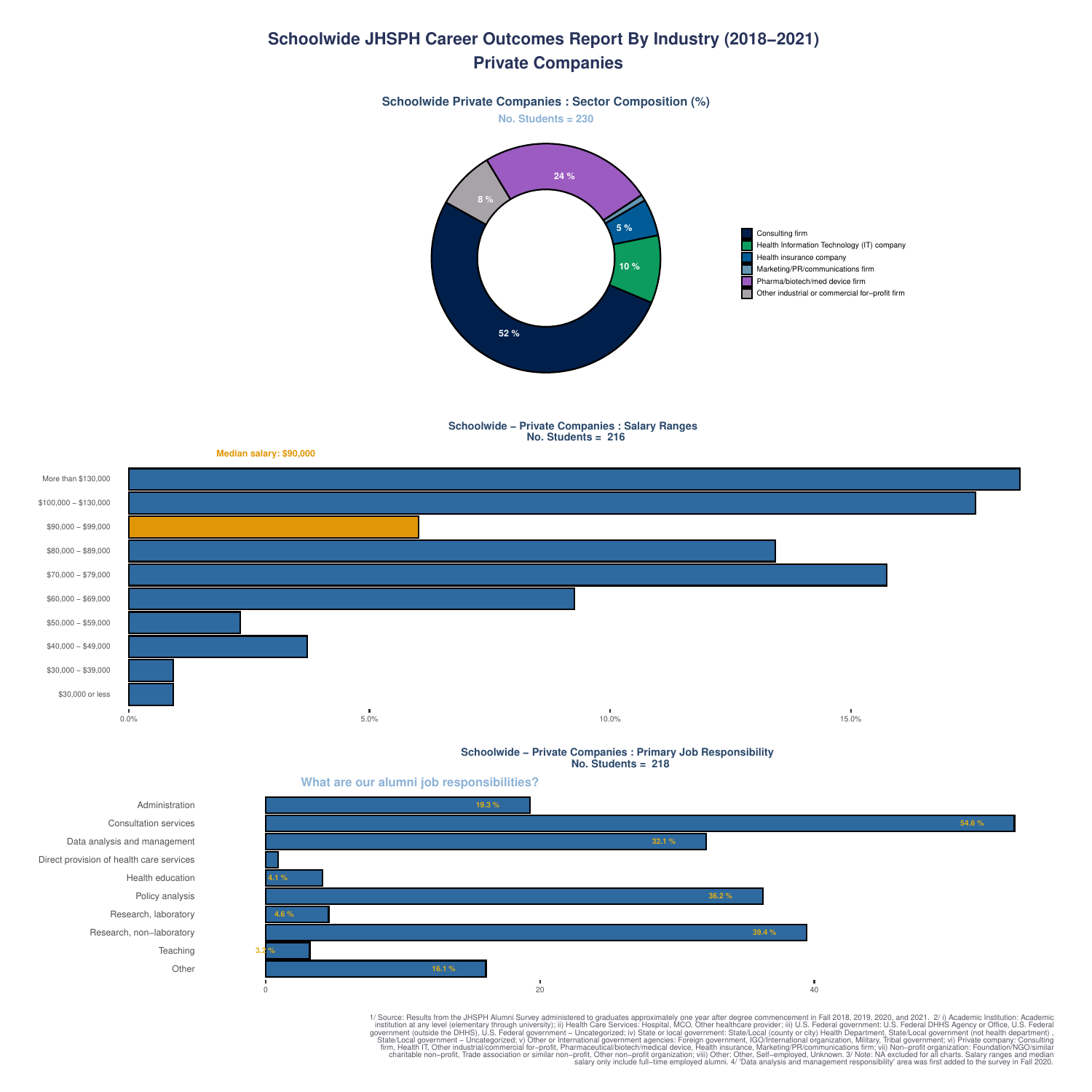# Schoolwide JHSPH Career Outcomes Report By Industry (2018–2021)
# Private Companies

## Schoolwide Private Companies : Sector Composition (%)

No. Students = 230

| Sector | % |
|---|---|
| Consulting firm | 52 % |
| Health Information Technology (IT) company | 10 % |
| Health insurance company | 5 % |
| Marketing/PR/communications firm | |
| Pharma/biotech/med device firm | 24 % |
| Other industrial or commercial for−profit firm | 8 % |

## Schoolwide – Private Companies : Salary Ranges

No. Students = 216

Median salary: $90,000

| Salary Range |
|---|
| More than $130,000 |
| $100,000 – $130,000 |
| $90,000 – $99,000 |
| $80,000 – $89,000 |
| $70,000 – $79,000 |
| $60,000 – $69,000 |
| $50,000 – $59,000 |
| $40,000 – $49,000 |
| $30,000 – $39,000 |
| $30,000 or less |

## Schoolwide – Private Companies : Primary Job Responsibility

No. Students = 218

What are our alumni job responsibilities?

| Responsibility | % |
|---|---|
| Administration | 19.3 % |
| Consultation services | 54.6 % |
| Data analysis and management | 32.1 % |
| Direct provision of health care services | |
| Health education | 4.1 % |
| Policy analysis | 36.2 % |
| Research, laboratory | 4.6 % |
| Research, non−laboratory | 39.4 % |
| Teaching | 3.2 % |
| Other | 16.1 % |

1/ Source: Results from the JHSPH Alumni Survey administered to graduates approximately one year after degree commencement in Fall 2018, 2019, 2020, and 2021. 2/ i) Academic Institution: Academic institution at any level (elementary through university); ii) Health Care Services: Hospital, MCO, Other healthcare provider; iii) U.S. Federal government: U.S. Federal DHHS Agency or Office, U.S. Federal government (outside the DHHS), U.S. Federal government – Uncategorized; iv) State or local government: State/Local (county or city) Health Department, State/Local government (not health department), State/Local government – Uncategorized; v) Other or International government agencies: Foreign government, IGO/International organization, Military, Tribal government; vi) Private company: Consulting firm, Health IT, Other industrial/commercial for−profit, Pharmaceutical/biotech/medical device, Health insurance, Marketing/PR/communications firm; vii) Non−profit organization: Foundation/NGO/similar charitable non−profit, Trade association or similar non−profit, Other non−profit organization; viii) Other: Other, Self−employed, Unknown. 3/ Note: NA excluded for all charts. Salary ranges and median salary only include full−time employed alumni. 4/ 'Data analysis and management responsibility' area was first added to the survey in Fall 2020.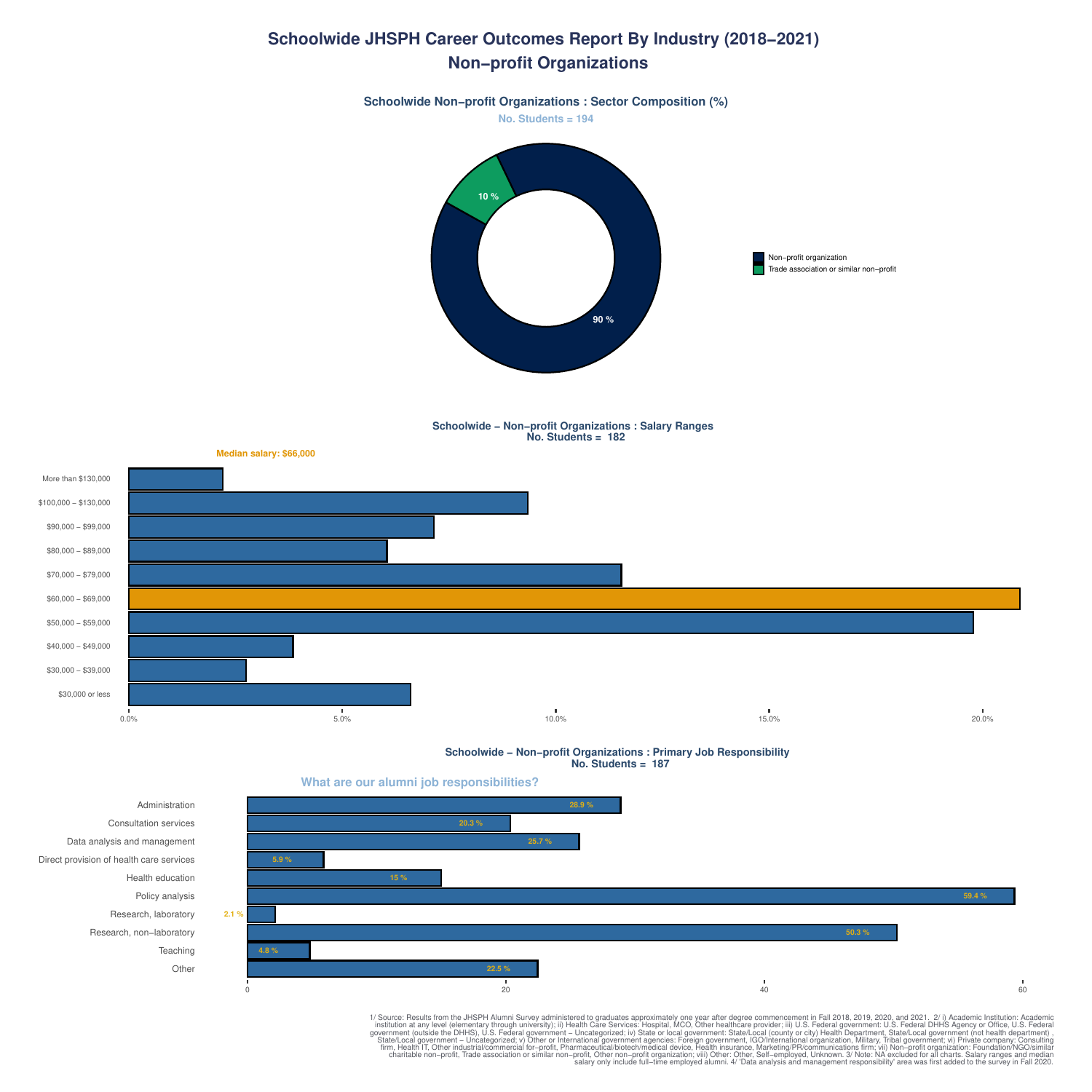# Schoolwide JHSPH Career Outcomes Report By Industry (2018−2021)
# Non−profit Organizations

### Schoolwide Non−profit Organizations : Sector Composition (%)

No. Students = 194

| Sector | % |
|---|---|
| Non−profit organization | 90 % |
| Trade association or similar non−profit | 10 % |

### Schoolwide − Non−profit Organizations : Salary Ranges
No. Students = 182

Median salary: $66,000

- More than $130,000
- $100,000 – $130,000
- $90,000 – $99,000
- $80,000 – $89,000
- $70,000 – $79,000
- $60,000 – $69,000
- $50,000 – $59,000
- $40,000 – $49,000
- $30,000 – $39,000
- $30,000 or less

0.0% 5.0% 10.0% 15.0% 20.0%

### Schoolwide − Non−profit Organizations : Primary Job Responsibility
No. Students = 187

What are our alumni job responsibilities?

| Responsibility | % |
|---|---|
| Administration | 28.9 % |
| Consultation services | 20.3 % |
| Data analysis and management | 25.7 % |
| Direct provision of health care services | 5.9 % |
| Health education | 15 % |
| Policy analysis | 59.4 % |
| Research, laboratory | 2.1 % |
| Research, non−laboratory | 50.3 % |
| Teaching | 4.8 % |
| Other | 22.5 % |

1/ Source: Results from the JHSPH Alumni Survey administered to graduates approximately one year after degree commencement in Fall 2018, 2019, 2020, and 2021. 2/ i) Academic Institution: Academic institution at any level (elementary through university); ii) Health Care Services: Hospital, MCO, Other healthcare provider; iii) U.S. Federal government: U.S. Federal DHHS Agency or Office, U.S. Federal government (outside the DHHS), U.S. Federal government − Uncategorized; iv) State or local government: State/Local (county or city) Health Department, State/Local government (not health department) , State/Local government − Uncategorized; v) Other or International government agencies: Foreign government, IGO/International organization, Military, Tribal government; vi) Private company: Consulting firm, Health IT, Other industrial/commercial for−profit, Pharmaceutical/biotech/medical device, Health insurance, Marketing/PR/communications firm; vii) Non−profit organization: Foundation/NGO/similar charitable non−profit, Trade association or similar non−profit, Other non−profit organization; viii) Other: Other, Self−employed, Unknown. 3/ Note: NA excluded for all charts. Salary ranges and median salary only include full−time employed alumni. 4/ 'Data analysis and management responsibility' area was first added to the survey in Fall 2020.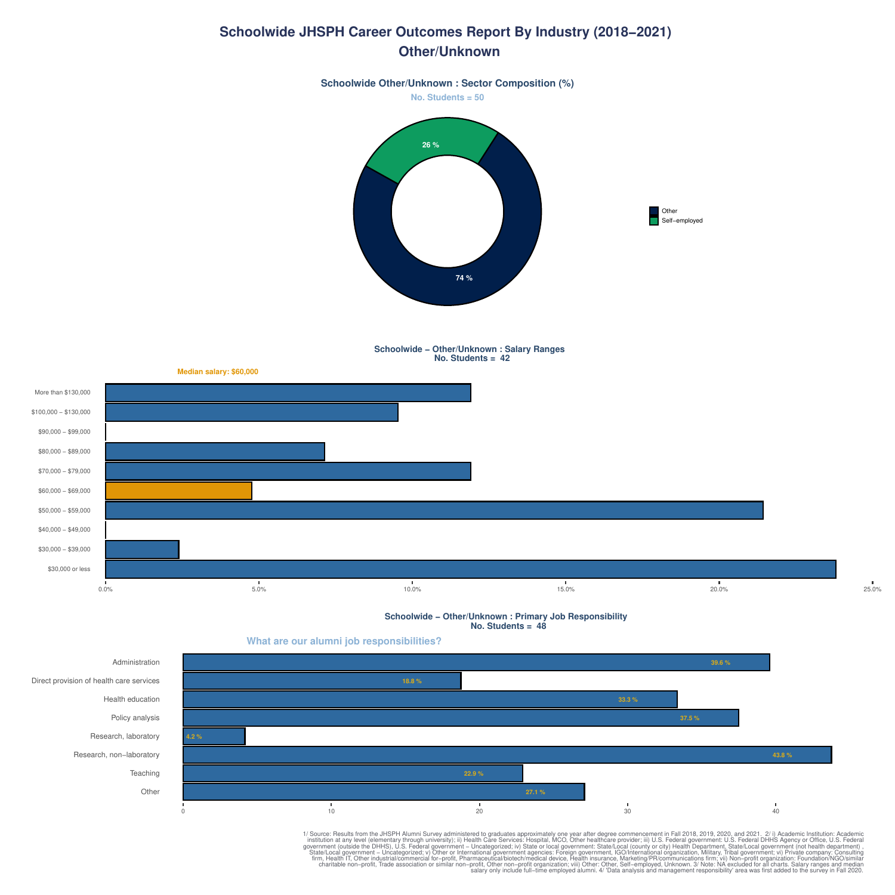# Schoolwide JHSPH Career Outcomes Report By Industry (2018–2021)
## Other/Unknown

### Schoolwide Other/Unknown : Sector Composition (%)

No. Students = 50

26 %

74 %

Other

Self−employed

### Schoolwide – Other/Unknown : Salary Ranges
No. Students = 42

Median salary: $60,000

More than $130,000

$100,000 – $130,000

$90,000 – $99,000

$80,000 – $89,000

$70,000 – $79,000

$60,000 – $69,000

$50,000 – $59,000

$40,000 – $49,000

$30,000 – $39,000

$30,000 or less

0.0% 5.0% 10.0% 15.0% 20.0% 25.0%

### Schoolwide – Other/Unknown : Primary Job Responsibility
No. Students = 48

What are our alumni job responsibilities?

Administration 39.6 %

Direct provision of health care services 18.8 %

Health education 33.3 %

Policy analysis 37.5 %

Research, laboratory 4.2 %

Research, non−laboratory 43.8 %

Teaching 22.9 %

Other 27.1 %

0 10 20 30 40

1/ Source: Results from the JHSPH Alumni Survey administered to graduates approximately one year after degree commencement in Fall 2018, 2019, 2020, and 2021. 2/ i) Academic Institution: Academic institution at any level (elementary through university); ii) Health Care Services: Hospital, MCO, Other healthcare provider; iii) U.S. Federal government: U.S. Federal DHHS Agency or Office, U.S. Federal government (outside the DHHS), U.S. Federal government – Uncategorized; iv) State or local government: State/Local (county or city) Health Department, State/Local government (not health department) , State/Local government – Uncategorized; v) Other or International government agencies: Foreign government, IGO/International organization, Military, Tribal government; vi) Private company: Consulting firm, Health IT, Other industrial/commercial for−profit, Pharmaceutical/biotech/medical device, Health insurance, Marketing/PR/communications firm; vii) Non−profit organization: Foundation/NGO/similar charitable non−profit, Trade association or similar non−profit, Other non−profit organization; viii) Other: Other, Self−employed, Unknown. 3/ Note: NA excluded for all charts. Salary ranges and median salary only include full−time employed alumni. 4/ 'Data analysis and management responsibility' area was first added to the survey in Fall 2020.